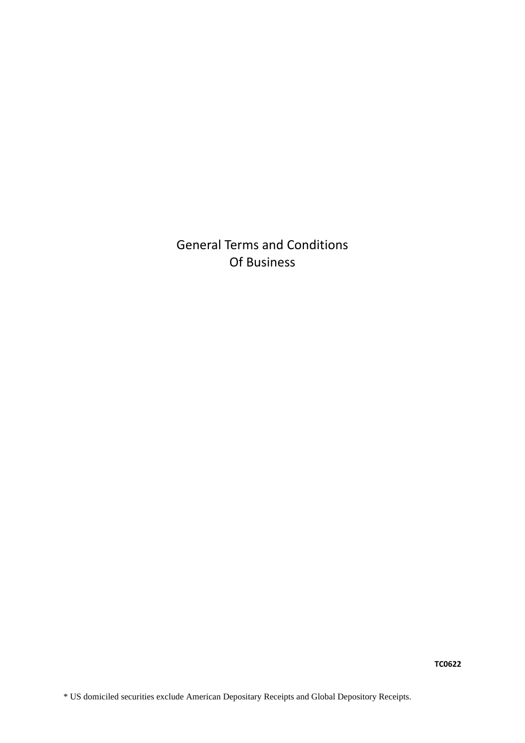# General Terms and Conditions Of Business

**TC0622**

* US domiciled securities exclude American Depositary Receipts and Global Depository Receipts.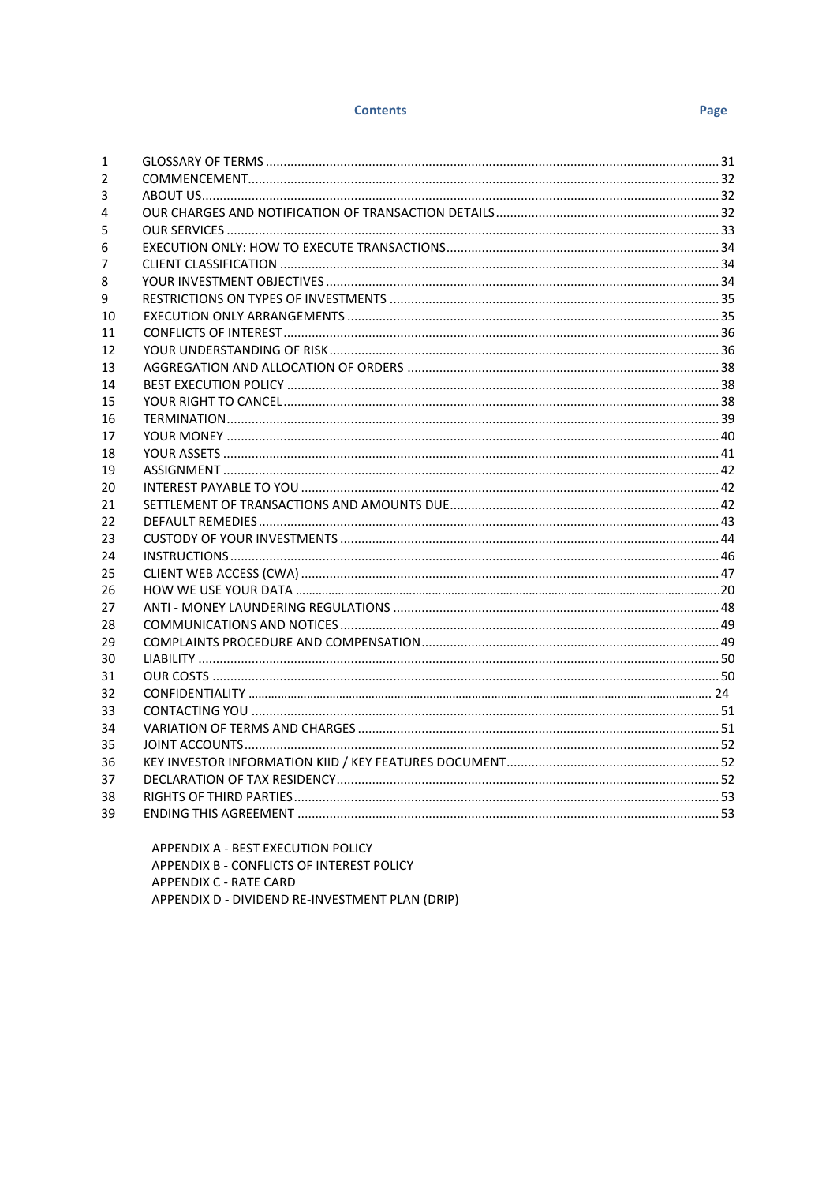| | Contents | Page |
|---|---|---|
| 1 | GLOSSARY OF TERMS | 31 |
| 2 | COMMENCEMENT | 32 |
| 3 | ABOUT US | 32 |
| 4 | OUR CHARGES AND NOTIFICATION OF TRANSACTION DETAILS | 32 |
| 5 | OUR SERVICES | 33 |
| 6 | EXECUTION ONLY: HOW TO EXECUTE TRANSACTIONS | 34 |
| 7 | CLIENT CLASSIFICATION | 34 |
| 8 | YOUR INVESTMENT OBJECTIVES | 34 |
| 9 | RESTRICTIONS ON TYPES OF INVESTMENTS | 35 |
| 10 | EXECUTION ONLY ARRANGEMENTS | 35 |
| 11 | CONFLICTS OF INTEREST | 36 |
| 12 | YOUR UNDERSTANDING OF RISK | 36 |
| 13 | AGGREGATION AND ALLOCATION OF ORDERS | 38 |
| 14 | BEST EXECUTION POLICY | 38 |
| 15 | YOUR RIGHT TO CANCEL | 38 |
| 16 | TERMINATION | 39 |
| 17 | YOUR MONEY | 40 |
| 18 | YOUR ASSETS | 41 |
| 19 | ASSIGNMENT | 42 |
| 20 | INTEREST PAYABLE TO YOU | 42 |
| 21 | SETTLEMENT OF TRANSACTIONS AND AMOUNTS DUE | 42 |
| 22 | DEFAULT REMEDIES | 43 |
| 23 | CUSTODY OF YOUR INVESTMENTS | 44 |
| 24 | INSTRUCTIONS | 46 |
| 25 | CLIENT WEB ACCESS (CWA) | 47 |
| 26 | HOW WE USE YOUR DATA | 20 |
| 27 | ANTI - MONEY LAUNDERING REGULATIONS | 48 |
| 28 | COMMUNICATIONS AND NOTICES | 49 |
| 29 | COMPLAINTS PROCEDURE AND COMPENSATION | 49 |
| 30 | LIABILITY | 50 |
| 31 | OUR COSTS | 50 |
| 32 | CONFIDENTIALITY | 24 |
| 33 | CONTACTING YOU | 51 |
| 34 | VARIATION OF TERMS AND CHARGES | 51 |
| 35 | JOINT ACCOUNTS | 52 |
| 36 | KEY INVESTOR INFORMATION KIID / KEY FEATURES DOCUMENT | 52 |
| 37 | DECLARATION OF TAX RESIDENCY | 52 |
| 38 | RIGHTS OF THIRD PARTIES | 53 |
| 39 | ENDING THIS AGREEMENT | 53 |

APPENDIX A - BEST EXECUTION POLICY
APPENDIX B - CONFLICTS OF INTEREST POLICY
APPENDIX C - RATE CARD
APPENDIX D - DIVIDEND RE-INVESTMENT PLAN (DRIP)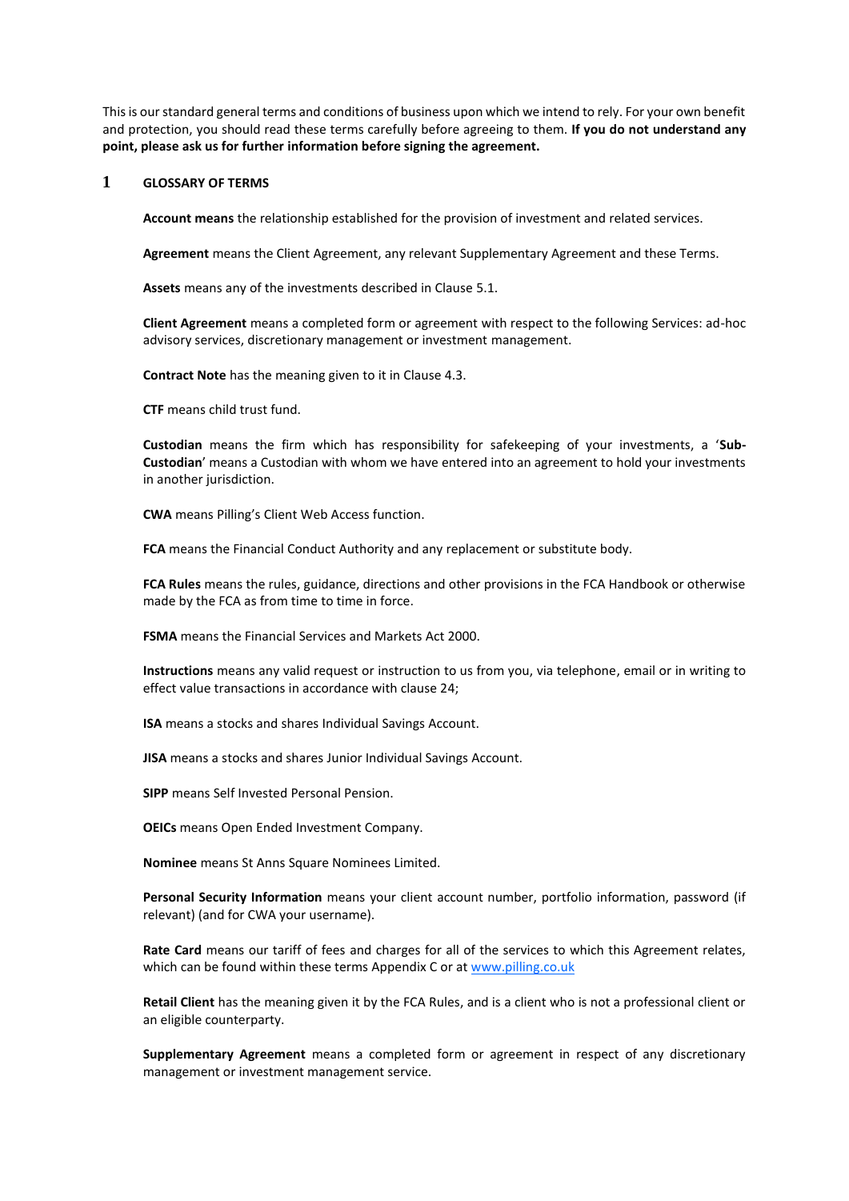This is our standard general terms and conditions of business upon which we intend to rely. For your own benefit and protection, you should read these terms carefully before agreeing to them. **If you do not understand any point, please ask us for further information before signing the agreement.**

## 1 GLOSSARY OF TERMS

**Account means** the relationship established for the provision of investment and related services.

**Agreement** means the Client Agreement, any relevant Supplementary Agreement and these Terms.

**Assets** means any of the investments described in Clause 5.1.

**Client Agreement** means a completed form or agreement with respect to the following Services: ad-hoc advisory services, discretionary management or investment management.

**Contract Note** has the meaning given to it in Clause 4.3.

**CTF** means child trust fund.

**Custodian** means the firm which has responsibility for safekeeping of your investments, a '**Sub-Custodian**' means a Custodian with whom we have entered into an agreement to hold your investments in another jurisdiction.

**CWA** means Pilling's Client Web Access function.

**FCA** means the Financial Conduct Authority and any replacement or substitute body.

**FCA Rules** means the rules, guidance, directions and other provisions in the FCA Handbook or otherwise made by the FCA as from time to time in force.

**FSMA** means the Financial Services and Markets Act 2000.

**Instructions** means any valid request or instruction to us from you, via telephone, email or in writing to effect value transactions in accordance with clause 24;

**ISA** means a stocks and shares Individual Savings Account.

**JISA** means a stocks and shares Junior Individual Savings Account.

**SIPP** means Self Invested Personal Pension.

**OEICs** means Open Ended Investment Company.

**Nominee** means St Anns Square Nominees Limited.

**Personal Security Information** means your client account number, portfolio information, password (if relevant) (and for CWA your username).

**Rate Card** means our tariff of fees and charges for all of the services to which this Agreement relates, which can be found within these terms Appendix C or at [www.pilling.co.uk](http://www.pilling.co.uk)

**Retail Client** has the meaning given it by the FCA Rules, and is a client who is not a professional client or an eligible counterparty.

**Supplementary Agreement** means a completed form or agreement in respect of any discretionary management or investment management service.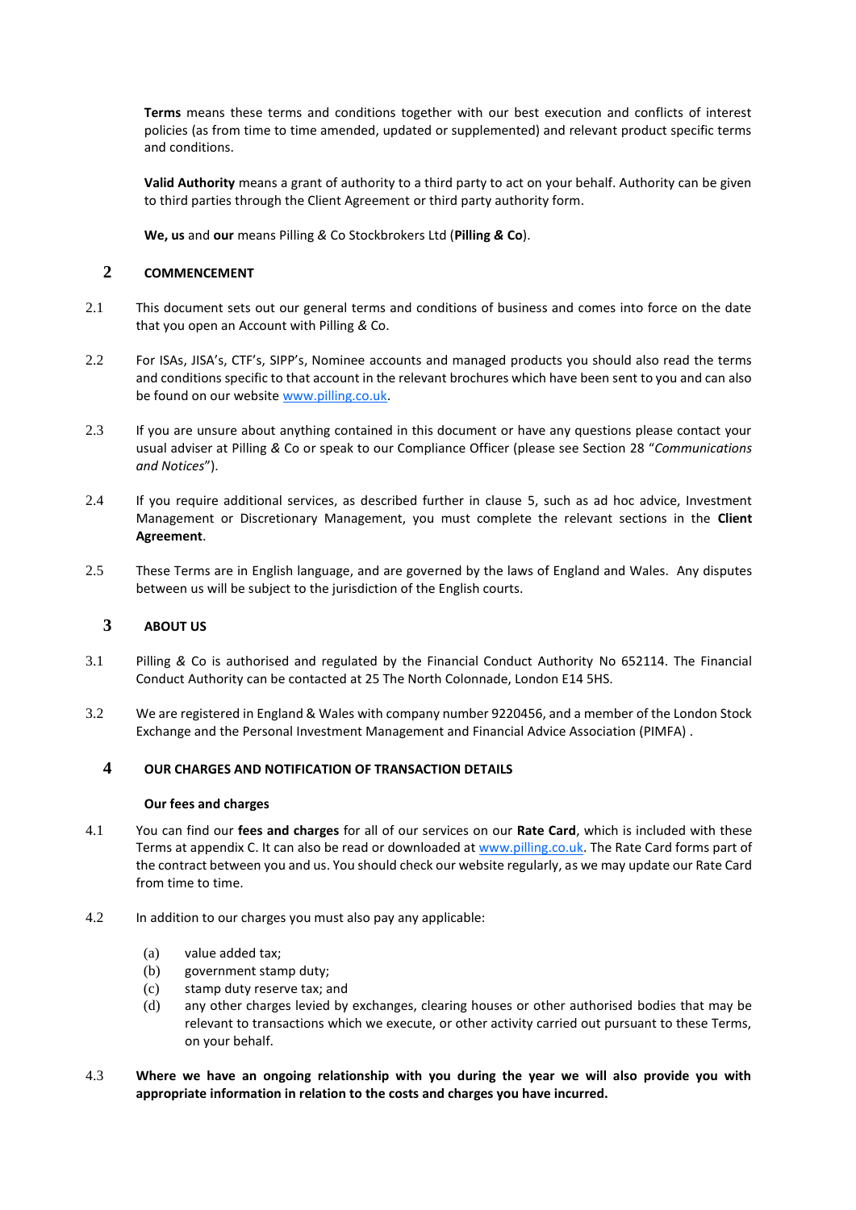**Terms** means these terms and conditions together with our best execution and conflicts of interest policies (as from time to time amended, updated or supplemented) and relevant product specific terms and conditions.

**Valid Authority** means a grant of authority to a third party to act on your behalf. Authority can be given to third parties through the Client Agreement or third party authority form.

**We, us** and **our** means Pilling *&* Co Stockbrokers Ltd (**Pilling *&* Co**).

## 2 COMMENCEMENT

2.1 This document sets out our general terms and conditions of business and comes into force on the date that you open an Account with Pilling *&* Co.

2.2 For ISAs, JISA's, CTF's, SIPP's, Nominee accounts and managed products you should also read the terms and conditions specific to that account in the relevant brochures which have been sent to you and can also be found on our website www.pilling.co.uk.

2.3 If you are unsure about anything contained in this document or have any questions please contact your usual adviser at Pilling *&* Co or speak to our Compliance Officer (please see Section 28 "*Communications and Notices*").

2.4 If you require additional services, as described further in clause 5, such as ad hoc advice, Investment Management or Discretionary Management, you must complete the relevant sections in the **Client Agreement**.

2.5 These Terms are in English language, and are governed by the laws of England and Wales. Any disputes between us will be subject to the jurisdiction of the English courts.

## 3 ABOUT US

3.1 Pilling *&* Co is authorised and regulated by the Financial Conduct Authority No 652114. The Financial Conduct Authority can be contacted at 25 The North Colonnade, London E14 5HS.

3.2 We are registered in England & Wales with company number 9220456, and a member of the London Stock Exchange and the Personal Investment Management and Financial Advice Association (PIMFA) .

## 4 OUR CHARGES AND NOTIFICATION OF TRANSACTION DETAILS

### Our fees and charges

4.1 You can find our **fees and charges** for all of our services on our **Rate Card**, which is included with these Terms at appendix C. It can also be read or downloaded at www.pilling.co.uk. The Rate Card forms part of the contract between you and us. You should check our website regularly, as we may update our Rate Card from time to time.

4.2 In addition to our charges you must also pay any applicable:

(a) value added tax;
(b) government stamp duty;
(c) stamp duty reserve tax; and
(d) any other charges levied by exchanges, clearing houses or other authorised bodies that may be relevant to transactions which we execute, or other activity carried out pursuant to these Terms, on your behalf.

4.3 **Where we have an ongoing relationship with you during the year we will also provide you with appropriate information in relation to the costs and charges you have incurred.**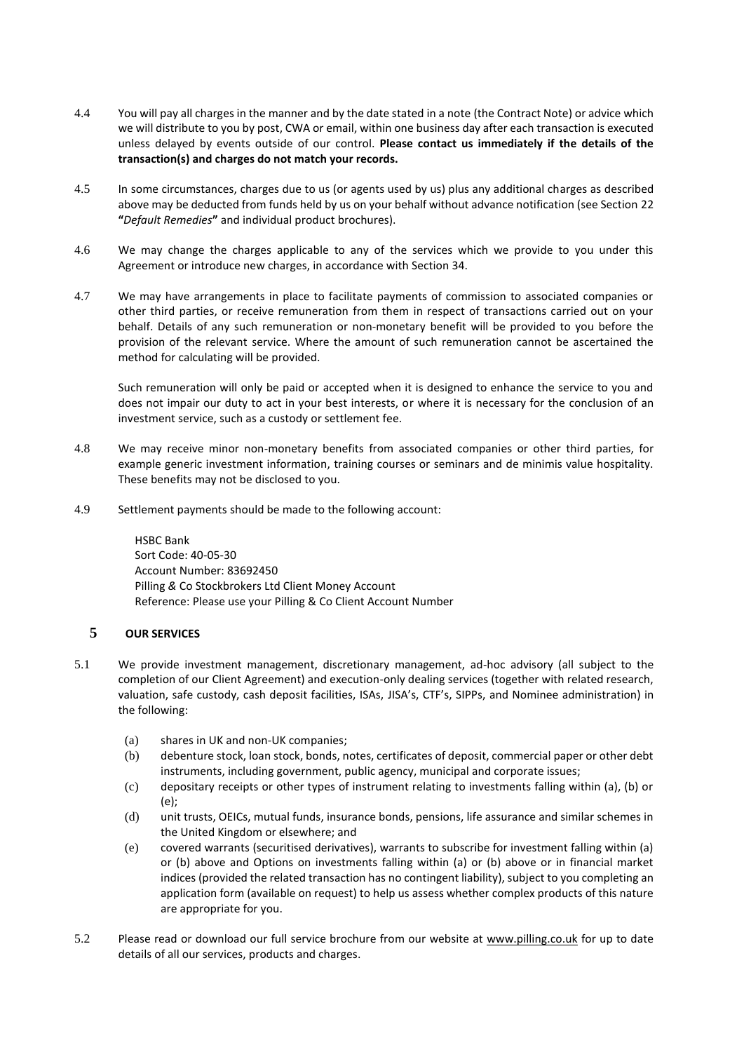4.4 You will pay all charges in the manner and by the date stated in a note (the Contract Note) or advice which we will distribute to you by post, CWA or email, within one business day after each transaction is executed unless delayed by events outside of our control. **Please contact us immediately if the details of the transaction(s) and charges do not match your records.**

4.5 In some circumstances, charges due to us (or agents used by us) plus any additional charges as described above may be deducted from funds held by us on your behalf without advance notification (see Section 22 **"***Default Remedies***"** and individual product brochures).

4.6 We may change the charges applicable to any of the services which we provide to you under this Agreement or introduce new charges, in accordance with Section 34.

4.7 We may have arrangements in place to facilitate payments of commission to associated companies or other third parties, or receive remuneration from them in respect of transactions carried out on your behalf. Details of any such remuneration or non-monetary benefit will be provided to you before the provision of the relevant service. Where the amount of such remuneration cannot be ascertained the method for calculating will be provided.

Such remuneration will only be paid or accepted when it is designed to enhance the service to you and does not impair our duty to act in your best interests, or where it is necessary for the conclusion of an investment service, such as a custody or settlement fee.

4.8 We may receive minor non-monetary benefits from associated companies or other third parties, for example generic investment information, training courses or seminars and de minimis value hospitality. These benefits may not be disclosed to you.

4.9 Settlement payments should be made to the following account:

HSBC Bank
Sort Code: 40-05-30
Account Number: 83692450
Pilling *&* Co Stockbrokers Ltd Client Money Account
Reference: Please use your Pilling & Co Client Account Number

## 5 OUR SERVICES

5.1 We provide investment management, discretionary management, ad-hoc advisory (all subject to the completion of our Client Agreement) and execution-only dealing services (together with related research, valuation, safe custody, cash deposit facilities, ISAs, JISA's, CTF's, SIPPs, and Nominee administration) in the following:

(a) shares in UK and non-UK companies;
(b) debenture stock, loan stock, bonds, notes, certificates of deposit, commercial paper or other debt instruments, including government, public agency, municipal and corporate issues;
(c) depositary receipts or other types of instrument relating to investments falling within (a), (b) or (e);
(d) unit trusts, OEICs, mutual funds, insurance bonds, pensions, life assurance and similar schemes in the United Kingdom or elsewhere; and
(e) covered warrants (securitised derivatives), warrants to subscribe for investment falling within (a) or (b) above and Options on investments falling within (a) or (b) above or in financial market indices (provided the related transaction has no contingent liability), subject to you completing an application form (available on request) to help us assess whether complex products of this nature are appropriate for you.

5.2 Please read or download our full service brochure from our website at www.pilling.co.uk for up to date details of all our services, products and charges.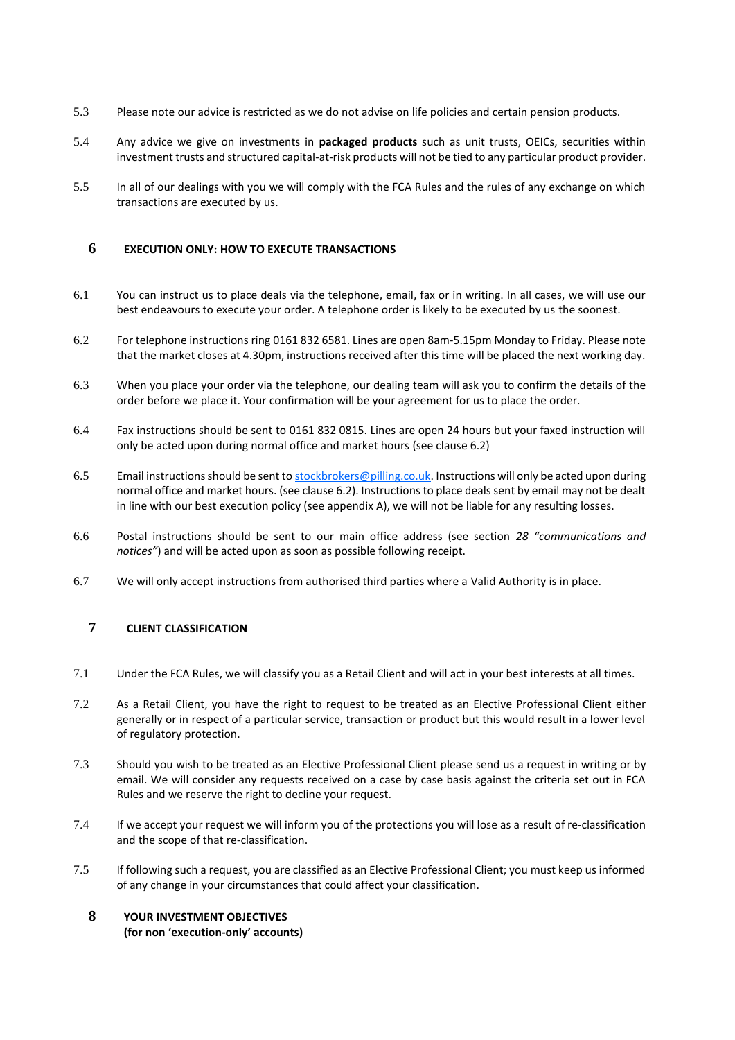5.3 Please note our advice is restricted as we do not advise on life policies and certain pension products.

5.4 Any advice we give on investments in **packaged products** such as unit trusts, OEICs, securities within investment trusts and structured capital-at-risk products will not be tied to any particular product provider.

5.5 In all of our dealings with you we will comply with the FCA Rules and the rules of any exchange on which transactions are executed by us.

## 6 EXECUTION ONLY: HOW TO EXECUTE TRANSACTIONS

6.1 You can instruct us to place deals via the telephone, email, fax or in writing. In all cases, we will use our best endeavours to execute your order. A telephone order is likely to be executed by us the soonest.

6.2 For telephone instructions ring 0161 832 6581. Lines are open 8am-5.15pm Monday to Friday. Please note that the market closes at 4.30pm, instructions received after this time will be placed the next working day.

6.3 When you place your order via the telephone, our dealing team will ask you to confirm the details of the order before we place it. Your confirmation will be your agreement for us to place the order.

6.4 Fax instructions should be sent to 0161 832 0815. Lines are open 24 hours but your faxed instruction will only be acted upon during normal office and market hours (see clause 6.2)

6.5 Email instructions should be sent to stockbrokers@pilling.co.uk. Instructions will only be acted upon during normal office and market hours. (see clause 6.2). Instructions to place deals sent by email may not be dealt in line with our best execution policy (see appendix A), we will not be liable for any resulting losses.

6.6 Postal instructions should be sent to our main office address (see section *28 "communications and notices"*) and will be acted upon as soon as possible following receipt.

6.7 We will only accept instructions from authorised third parties where a Valid Authority is in place.

## 7 CLIENT CLASSIFICATION

7.1 Under the FCA Rules, we will classify you as a Retail Client and will act in your best interests at all times.

7.2 As a Retail Client, you have the right to request to be treated as an Elective Professional Client either generally or in respect of a particular service, transaction or product but this would result in a lower level of regulatory protection.

7.3 Should you wish to be treated as an Elective Professional Client please send us a request in writing or by email. We will consider any requests received on a case by case basis against the criteria set out in FCA Rules and we reserve the right to decline your request.

7.4 If we accept your request we will inform you of the protections you will lose as a result of re-classification and the scope of that re-classification.

7.5 If following such a request, you are classified as an Elective Professional Client; you must keep us informed of any change in your circumstances that could affect your classification.

## 8 YOUR INVESTMENT OBJECTIVES
**(for non 'execution-only' accounts)**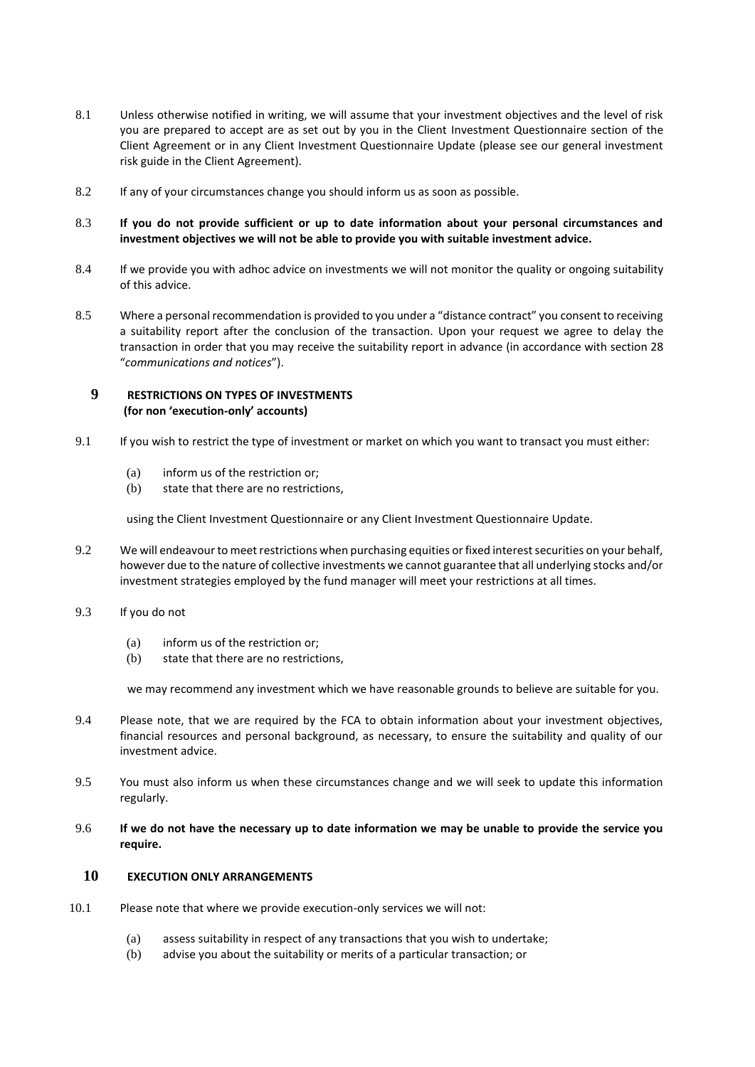8.1 Unless otherwise notified in writing, we will assume that your investment objectives and the level of risk you are prepared to accept are as set out by you in the Client Investment Questionnaire section of the Client Agreement or in any Client Investment Questionnaire Update (please see our general investment risk guide in the Client Agreement).

8.2 If any of your circumstances change you should inform us as soon as possible.

8.3 **If you do not provide sufficient or up to date information about your personal circumstances and investment objectives we will not be able to provide you with suitable investment advice.**

8.4 If we provide you with adhoc advice on investments we will not monitor the quality or ongoing suitability of this advice.

8.5 Where a personal recommendation is provided to you under a "distance contract" you consent to receiving a suitability report after the conclusion of the transaction. Upon your request we agree to delay the transaction in order that you may receive the suitability report in advance (in accordance with section 28 "*communications and notices*").

## 9 RESTRICTIONS ON TYPES OF INVESTMENTS (for non 'execution-only' accounts)

9.1 If you wish to restrict the type of investment or market on which you want to transact you must either:

(a) inform us of the restriction or;
(b) state that there are no restrictions,

using the Client Investment Questionnaire or any Client Investment Questionnaire Update.

9.2 We will endeavour to meet restrictions when purchasing equities or fixed interest securities on your behalf, however due to the nature of collective investments we cannot guarantee that all underlying stocks and/or investment strategies employed by the fund manager will meet your restrictions at all times.

9.3 If you do not

(a) inform us of the restriction or;
(b) state that there are no restrictions,

we may recommend any investment which we have reasonable grounds to believe are suitable for you.

9.4 Please note, that we are required by the FCA to obtain information about your investment objectives, financial resources and personal background, as necessary, to ensure the suitability and quality of our investment advice.

9.5 You must also inform us when these circumstances change and we will seek to update this information regularly.

9.6 **If we do not have the necessary up to date information we may be unable to provide the service you require.**

## 10 EXECUTION ONLY ARRANGEMENTS

10.1 Please note that where we provide execution-only services we will not:

(a) assess suitability in respect of any transactions that you wish to undertake;
(b) advise you about the suitability or merits of a particular transaction; or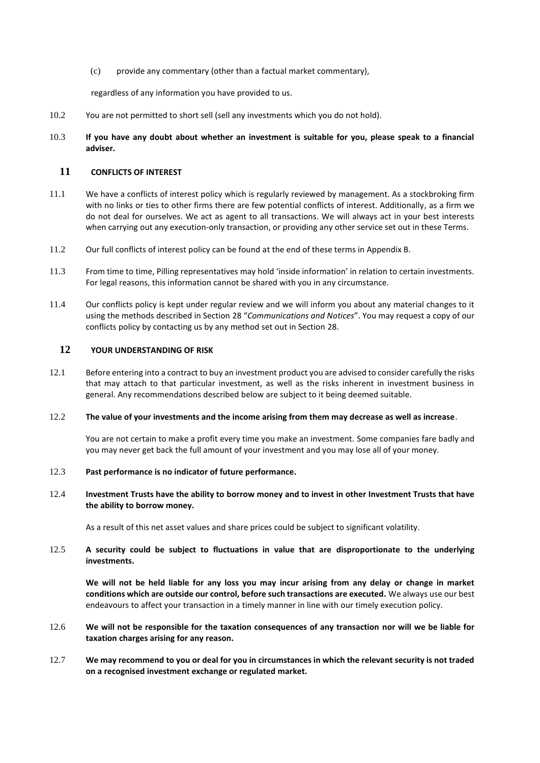(c) provide any commentary (other than a factual market commentary),

regardless of any information you have provided to us.

10.2 You are not permitted to short sell (sell any investments which you do not hold).

10.3 **If you have any doubt about whether an investment is suitable for you, please speak to a financial adviser.**

## 11 CONFLICTS OF INTEREST

11.1 We have a conflicts of interest policy which is regularly reviewed by management. As a stockbroking firm with no links or ties to other firms there are few potential conflicts of interest. Additionally, as a firm we do not deal for ourselves. We act as agent to all transactions. We will always act in your best interests when carrying out any execution-only transaction, or providing any other service set out in these Terms.

11.2 Our full conflicts of interest policy can be found at the end of these terms in Appendix B.

11.3 From time to time, Pilling representatives may hold 'inside information' in relation to certain investments. For legal reasons, this information cannot be shared with you in any circumstance.

11.4 Our conflicts policy is kept under regular review and we will inform you about any material changes to it using the methods described in Section 28 "*Communications and Notices*". You may request a copy of our conflicts policy by contacting us by any method set out in Section 28.

## 12 YOUR UNDERSTANDING OF RISK

12.1 Before entering into a contract to buy an investment product you are advised to consider carefully the risks that may attach to that particular investment, as well as the risks inherent in investment business in general. Any recommendations described below are subject to it being deemed suitable.

12.2 **The value of your investments and the income arising from them may decrease as well as increase**.

You are not certain to make a profit every time you make an investment. Some companies fare badly and you may never get back the full amount of your investment and you may lose all of your money.

12.3 **Past performance is no indicator of future performance.**

12.4 **Investment Trusts have the ability to borrow money and to invest in other Investment Trusts that have the ability to borrow money.**

As a result of this net asset values and share prices could be subject to significant volatility.

12.5 **A security could be subject to fluctuations in value that are disproportionate to the underlying investments.**

**We will not be held liable for any loss you may incur arising from any delay or change in market conditions which are outside our control, before such transactions are executed.** We always use our best endeavours to affect your transaction in a timely manner in line with our timely execution policy.

12.6 **We will not be responsible for the taxation consequences of any transaction nor will we be liable for taxation charges arising for any reason.**

12.7 **We may recommend to you or deal for you in circumstances in which the relevant security is not traded on a recognised investment exchange or regulated market.**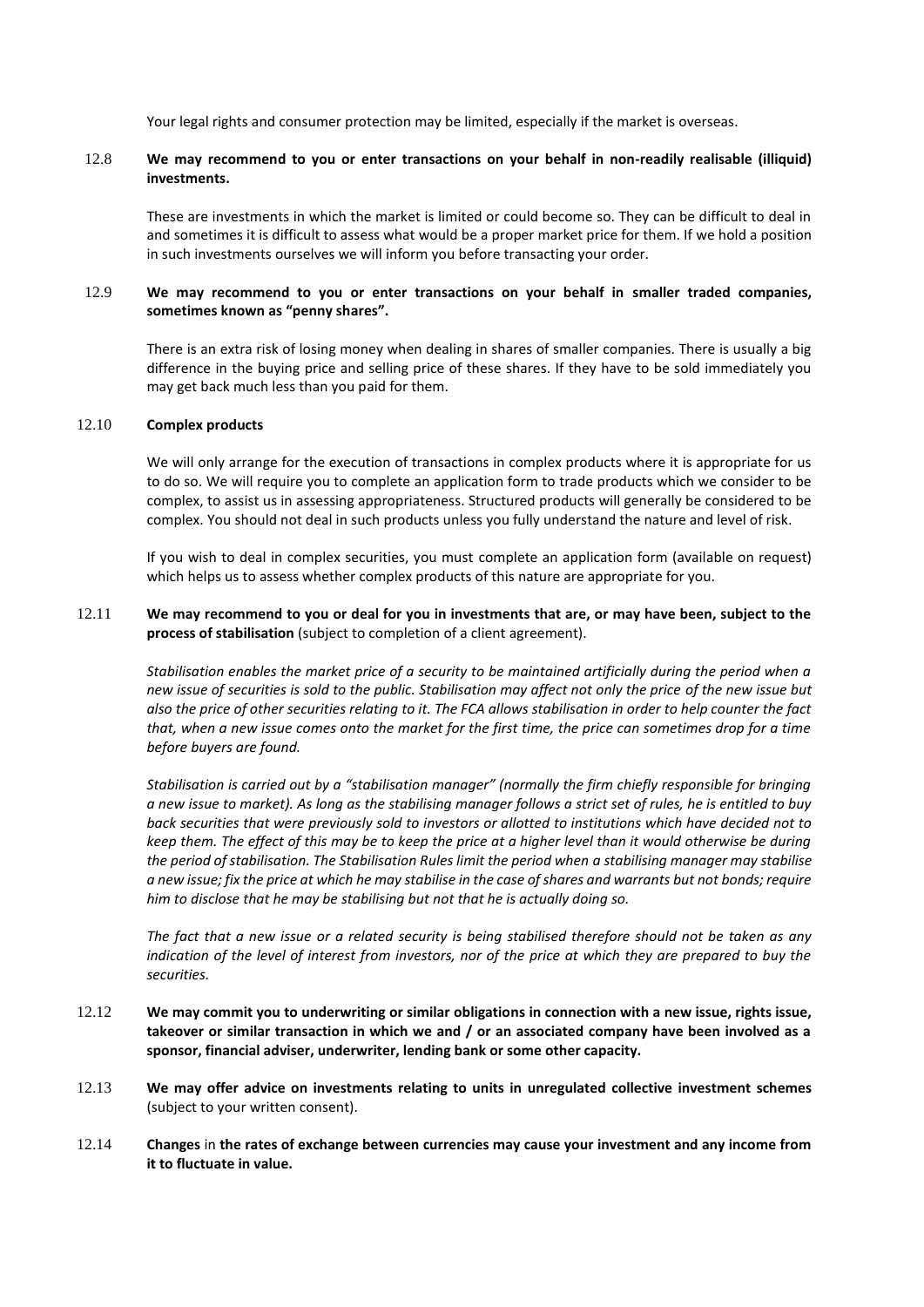Your legal rights and consumer protection may be limited, especially if the market is overseas.

12.8 **We may recommend to you or enter transactions on your behalf in non-readily realisable (illiquid) investments.**

These are investments in which the market is limited or could become so. They can be difficult to deal in and sometimes it is difficult to assess what would be a proper market price for them. If we hold a position in such investments ourselves we will inform you before transacting your order.

12.9 **We may recommend to you or enter transactions on your behalf in smaller traded companies, sometimes known as "penny shares".**

There is an extra risk of losing money when dealing in shares of smaller companies. There is usually a big difference in the buying price and selling price of these shares. If they have to be sold immediately you may get back much less than you paid for them.

12.10 **Complex products**

We will only arrange for the execution of transactions in complex products where it is appropriate for us to do so. We will require you to complete an application form to trade products which we consider to be complex, to assist us in assessing appropriateness. Structured products will generally be considered to be complex. You should not deal in such products unless you fully understand the nature and level of risk.

If you wish to deal in complex securities, you must complete an application form (available on request) which helps us to assess whether complex products of this nature are appropriate for you.

12.11 **We may recommend to you or deal for you in investments that are, or may have been, subject to the process of stabilisation** (subject to completion of a client agreement).

*Stabilisation enables the market price of a security to be maintained artificially during the period when a new issue of securities is sold to the public. Stabilisation may affect not only the price of the new issue but also the price of other securities relating to it. The FCA allows stabilisation in order to help counter the fact that, when a new issue comes onto the market for the first time, the price can sometimes drop for a time before buyers are found.*

*Stabilisation is carried out by a "stabilisation manager" (normally the firm chiefly responsible for bringing a new issue to market). As long as the stabilising manager follows a strict set of rules, he is entitled to buy back securities that were previously sold to investors or allotted to institutions which have decided not to keep them. The effect of this may be to keep the price at a higher level than it would otherwise be during the period of stabilisation. The Stabilisation Rules limit the period when a stabilising manager may stabilise a new issue; fix the price at which he may stabilise in the case of shares and warrants but not bonds; require him to disclose that he may be stabilising but not that he is actually doing so.*

*The fact that a new issue or a related security is being stabilised therefore should not be taken as any indication of the level of interest from investors, nor of the price at which they are prepared to buy the securities.*

12.12 **We may commit you to underwriting or similar obligations in connection with a new issue, rights issue, takeover or similar transaction in which we and / or an associated company have been involved as a sponsor, financial adviser, underwriter, lending bank or some other capacity.**

12.13 **We may offer advice on investments relating to units in unregulated collective investment schemes** (subject to your written consent).

12.14 **Changes** in **the rates of exchange between currencies may cause your investment and any income from it to fluctuate in value.**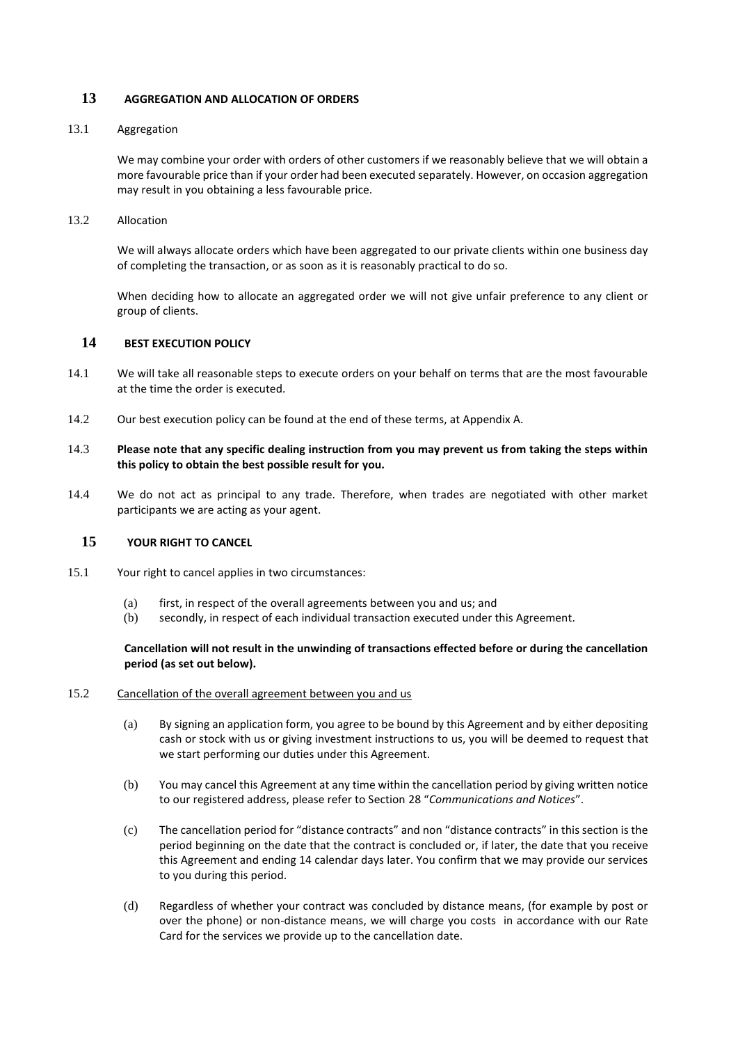## 13 AGGREGATION AND ALLOCATION OF ORDERS

13.1 Aggregation

We may combine your order with orders of other customers if we reasonably believe that we will obtain a more favourable price than if your order had been executed separately. However, on occasion aggregation may result in you obtaining a less favourable price.

13.2 Allocation

We will always allocate orders which have been aggregated to our private clients within one business day of completing the transaction, or as soon as it is reasonably practical to do so.

When deciding how to allocate an aggregated order we will not give unfair preference to any client or group of clients.

## 14 BEST EXECUTION POLICY

14.1 We will take all reasonable steps to execute orders on your behalf on terms that are the most favourable at the time the order is executed.

14.2 Our best execution policy can be found at the end of these terms, at Appendix A.

14.3 **Please note that any specific dealing instruction from you may prevent us from taking the steps within this policy to obtain the best possible result for you.**

14.4 We do not act as principal to any trade. Therefore, when trades are negotiated with other market participants we are acting as your agent.

## 15 YOUR RIGHT TO CANCEL

15.1 Your right to cancel applies in two circumstances:

(a) first, in respect of the overall agreements between you and us; and
(b) secondly, in respect of each individual transaction executed under this Agreement.

**Cancellation will not result in the unwinding of transactions effected before or during the cancellation period (as set out below).**

15.2 Cancellation of the overall agreement between you and us

(a) By signing an application form, you agree to be bound by this Agreement and by either depositing cash or stock with us or giving investment instructions to us, you will be deemed to request that we start performing our duties under this Agreement.

(b) You may cancel this Agreement at any time within the cancellation period by giving written notice to our registered address, please refer to Section 28 "*Communications and Notices*".

(c) The cancellation period for "distance contracts" and non "distance contracts" in this section is the period beginning on the date that the contract is concluded or, if later, the date that you receive this Agreement and ending 14 calendar days later. You confirm that we may provide our services to you during this period.

(d) Regardless of whether your contract was concluded by distance means, (for example by post or over the phone) or non-distance means, we will charge you costs in accordance with our Rate Card for the services we provide up to the cancellation date.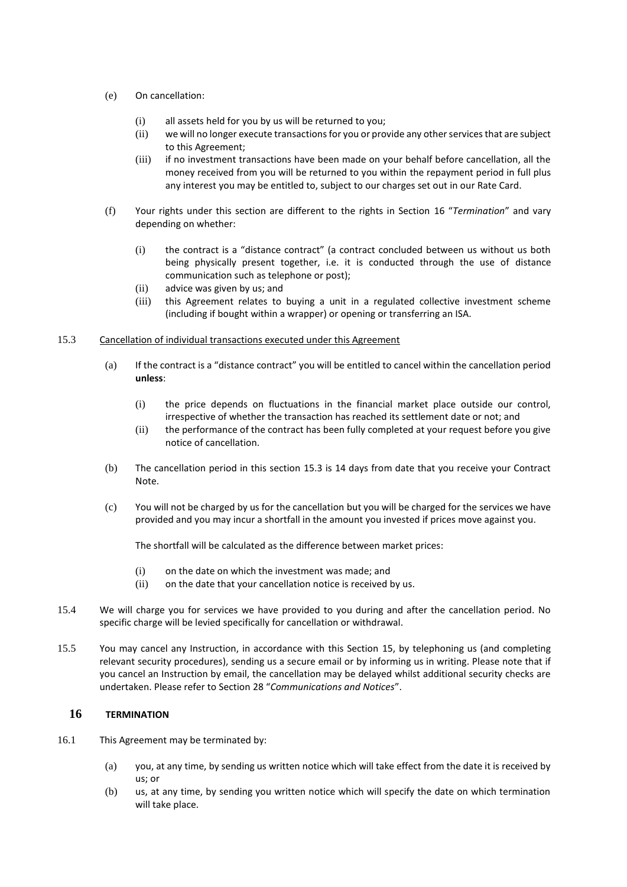(e) On cancellation:

  (i) all assets held for you by us will be returned to you;
  (ii) we will no longer execute transactions for you or provide any other services that are subject to this Agreement;
  (iii) if no investment transactions have been made on your behalf before cancellation, all the money received from you will be returned to you within the repayment period in full plus any interest you may be entitled to, subject to our charges set out in our Rate Card.

(f) Your rights under this section are different to the rights in Section 16 "*Termination*" and vary depending on whether:

  (i) the contract is a "distance contract" (a contract concluded between us without us both being physically present together, i.e. it is conducted through the use of distance communication such as telephone or post);
  (ii) advice was given by us; and
  (iii) this Agreement relates to buying a unit in a regulated collective investment scheme (including if bought within a wrapper) or opening or transferring an ISA.

15.3 Cancellation of individual transactions executed under this Agreement

(a) If the contract is a "distance contract" you will be entitled to cancel within the cancellation period **unless**:

  (i) the price depends on fluctuations in the financial market place outside our control, irrespective of whether the transaction has reached its settlement date or not; and
  (ii) the performance of the contract has been fully completed at your request before you give notice of cancellation.

(b) The cancellation period in this section 15.3 is 14 days from date that you receive your Contract Note.

(c) You will not be charged by us for the cancellation but you will be charged for the services we have provided and you may incur a shortfall in the amount you invested if prices move against you.

The shortfall will be calculated as the difference between market prices:

  (i) on the date on which the investment was made; and
  (ii) on the date that your cancellation notice is received by us.

15.4 We will charge you for services we have provided to you during and after the cancellation period. No specific charge will be levied specifically for cancellation or withdrawal.

15.5 You may cancel any Instruction, in accordance with this Section 15, by telephoning us (and completing relevant security procedures), sending us a secure email or by informing us in writing. Please note that if you cancel an Instruction by email, the cancellation may be delayed whilst additional security checks are undertaken. Please refer to Section 28 "*Communications and Notices*".

## 16 TERMINATION

16.1 This Agreement may be terminated by:

(a) you, at any time, by sending us written notice which will take effect from the date it is received by us; or
(b) us, at any time, by sending you written notice which will specify the date on which termination will take place.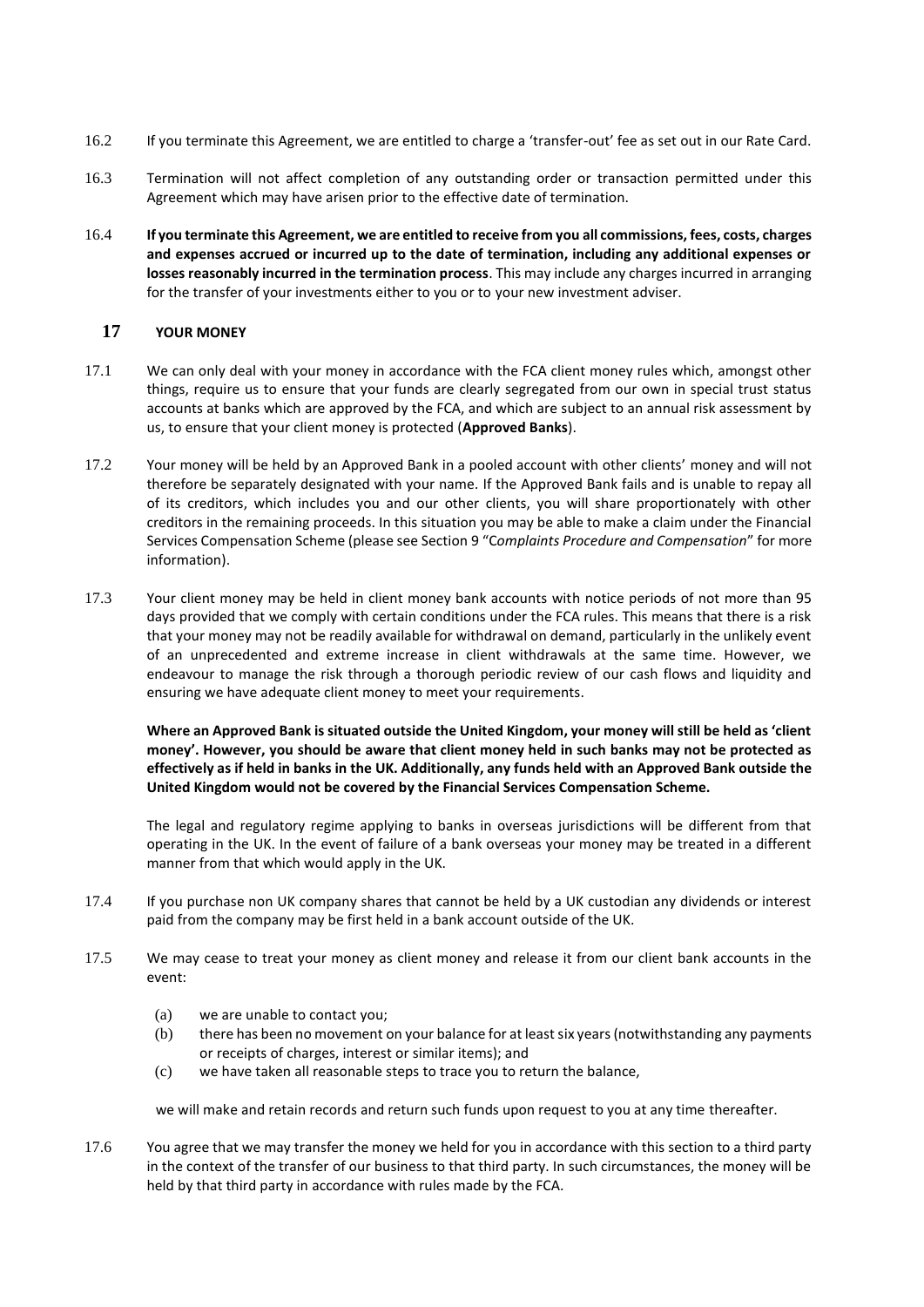16.2 If you terminate this Agreement, we are entitled to charge a 'transfer-out' fee as set out in our Rate Card.

16.3 Termination will not affect completion of any outstanding order or transaction permitted under this Agreement which may have arisen prior to the effective date of termination.

16.4 **If you terminate this Agreement, we are entitled to receive from you all commissions, fees, costs, charges and expenses accrued or incurred up to the date of termination, including any additional expenses or losses reasonably incurred in the termination process**. This may include any charges incurred in arranging for the transfer of your investments either to you or to your new investment adviser.

## 17 YOUR MONEY

17.1 We can only deal with your money in accordance with the FCA client money rules which, amongst other things, require us to ensure that your funds are clearly segregated from our own in special trust status accounts at banks which are approved by the FCA, and which are subject to an annual risk assessment by us, to ensure that your client money is protected (**Approved Banks**).

17.2 Your money will be held by an Approved Bank in a pooled account with other clients' money and will not therefore be separately designated with your name. If the Approved Bank fails and is unable to repay all of its creditors, which includes you and our other clients, you will share proportionately with other creditors in the remaining proceeds. In this situation you may be able to make a claim under the Financial Services Compensation Scheme (please see Section 9 "C*omplaints Procedure and Compensation*" for more information).

17.3 Your client money may be held in client money bank accounts with notice periods of not more than 95 days provided that we comply with certain conditions under the FCA rules. This means that there is a risk that your money may not be readily available for withdrawal on demand, particularly in the unlikely event of an unprecedented and extreme increase in client withdrawals at the same time. However, we endeavour to manage the risk through a thorough periodic review of our cash flows and liquidity and ensuring we have adequate client money to meet your requirements.

**Where an Approved Bank is situated outside the United Kingdom, your money will still be held as 'client money'. However, you should be aware that client money held in such banks may not be protected as effectively as if held in banks in the UK. Additionally, any funds held with an Approved Bank outside the United Kingdom would not be covered by the Financial Services Compensation Scheme.**

The legal and regulatory regime applying to banks in overseas jurisdictions will be different from that operating in the UK. In the event of failure of a bank overseas your money may be treated in a different manner from that which would apply in the UK.

17.4 If you purchase non UK company shares that cannot be held by a UK custodian any dividends or interest paid from the company may be first held in a bank account outside of the UK.

17.5 We may cease to treat your money as client money and release it from our client bank accounts in the event:

(a) we are unable to contact you;

(b) there has been no movement on your balance for at least six years (notwithstanding any payments or receipts of charges, interest or similar items); and

(c) we have taken all reasonable steps to trace you to return the balance,

we will make and retain records and return such funds upon request to you at any time thereafter.

17.6 You agree that we may transfer the money we held for you in accordance with this section to a third party in the context of the transfer of our business to that third party. In such circumstances, the money will be held by that third party in accordance with rules made by the FCA.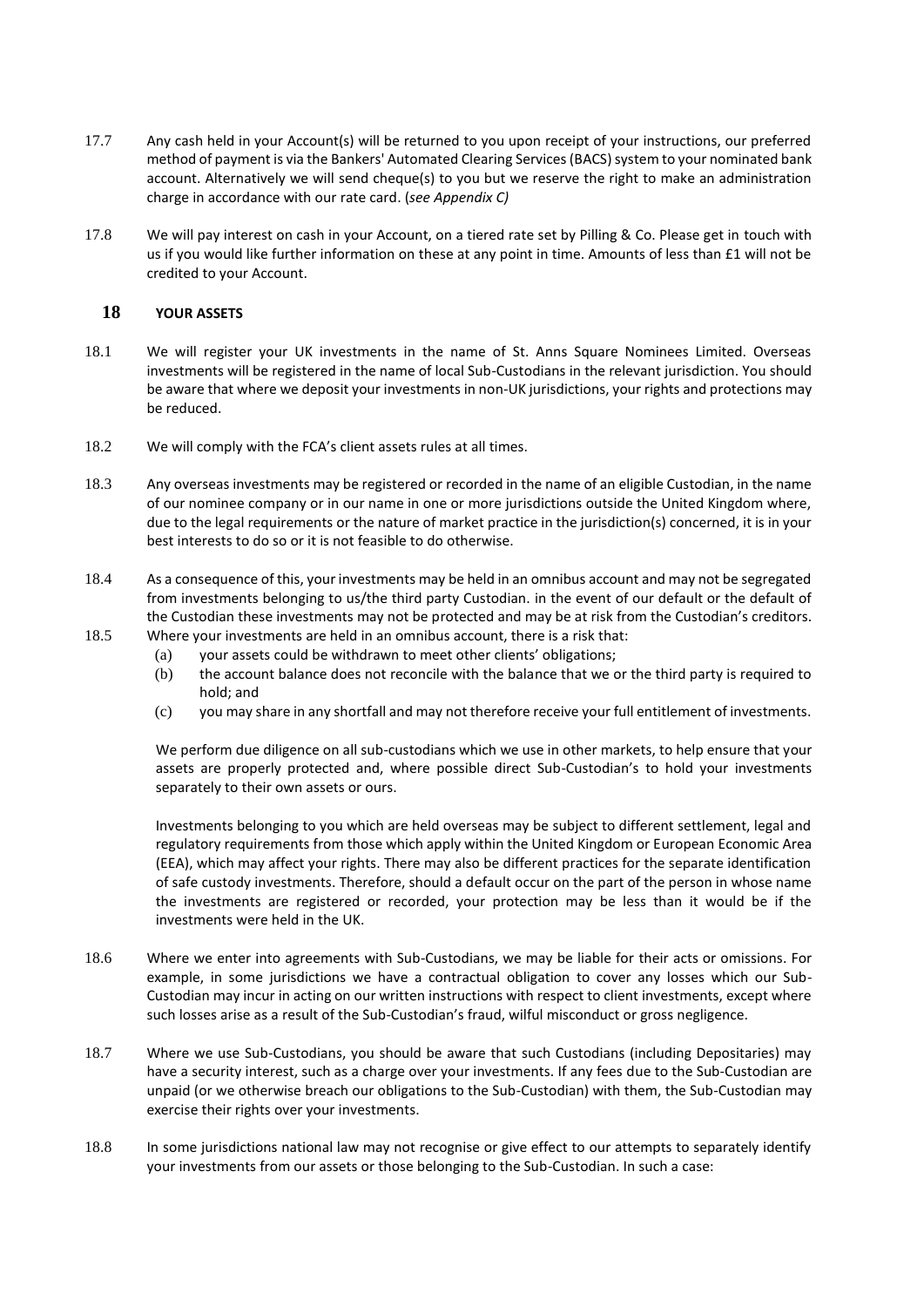17.7 Any cash held in your Account(s) will be returned to you upon receipt of your instructions, our preferred method of payment is via the Bankers' Automated Clearing Services (BACS) system to your nominated bank account. Alternatively we will send cheque(s) to you but we reserve the right to make an administration charge in accordance with our rate card. (*see Appendix C)*

17.8 We will pay interest on cash in your Account, on a tiered rate set by Pilling & Co. Please get in touch with us if you would like further information on these at any point in time. Amounts of less than £1 will not be credited to your Account.

## 18 YOUR ASSETS

18.1 We will register your UK investments in the name of St. Anns Square Nominees Limited. Overseas investments will be registered in the name of local Sub-Custodians in the relevant jurisdiction. You should be aware that where we deposit your investments in non-UK jurisdictions, your rights and protections may be reduced.

18.2 We will comply with the FCA's client assets rules at all times.

18.3 Any overseas investments may be registered or recorded in the name of an eligible Custodian, in the name of our nominee company or in our name in one or more jurisdictions outside the United Kingdom where, due to the legal requirements or the nature of market practice in the jurisdiction(s) concerned, it is in your best interests to do so or it is not feasible to do otherwise.

18.4 As a consequence of this, your investments may be held in an omnibus account and may not be segregated from investments belonging to us/the third party Custodian. in the event of our default or the default of the Custodian these investments may not be protected and may be at risk from the Custodian's creditors.

18.5 Where your investments are held in an omnibus account, there is a risk that:

(a) your assets could be withdrawn to meet other clients' obligations;

(b) the account balance does not reconcile with the balance that we or the third party is required to hold; and

(c) you may share in any shortfall and may not therefore receive your full entitlement of investments.

We perform due diligence on all sub-custodians which we use in other markets, to help ensure that your assets are properly protected and, where possible direct Sub-Custodian's to hold your investments separately to their own assets or ours.

Investments belonging to you which are held overseas may be subject to different settlement, legal and regulatory requirements from those which apply within the United Kingdom or European Economic Area (EEA), which may affect your rights. There may also be different practices for the separate identification of safe custody investments. Therefore, should a default occur on the part of the person in whose name the investments are registered or recorded, your protection may be less than it would be if the investments were held in the UK.

18.6 Where we enter into agreements with Sub-Custodians, we may be liable for their acts or omissions. For example, in some jurisdictions we have a contractual obligation to cover any losses which our Sub-Custodian may incur in acting on our written instructions with respect to client investments, except where such losses arise as a result of the Sub-Custodian's fraud, wilful misconduct or gross negligence.

18.7 Where we use Sub-Custodians, you should be aware that such Custodians (including Depositaries) may have a security interest, such as a charge over your investments. If any fees due to the Sub-Custodian are unpaid (or we otherwise breach our obligations to the Sub-Custodian) with them, the Sub-Custodian may exercise their rights over your investments.

18.8 In some jurisdictions national law may not recognise or give effect to our attempts to separately identify your investments from our assets or those belonging to the Sub-Custodian. In such a case: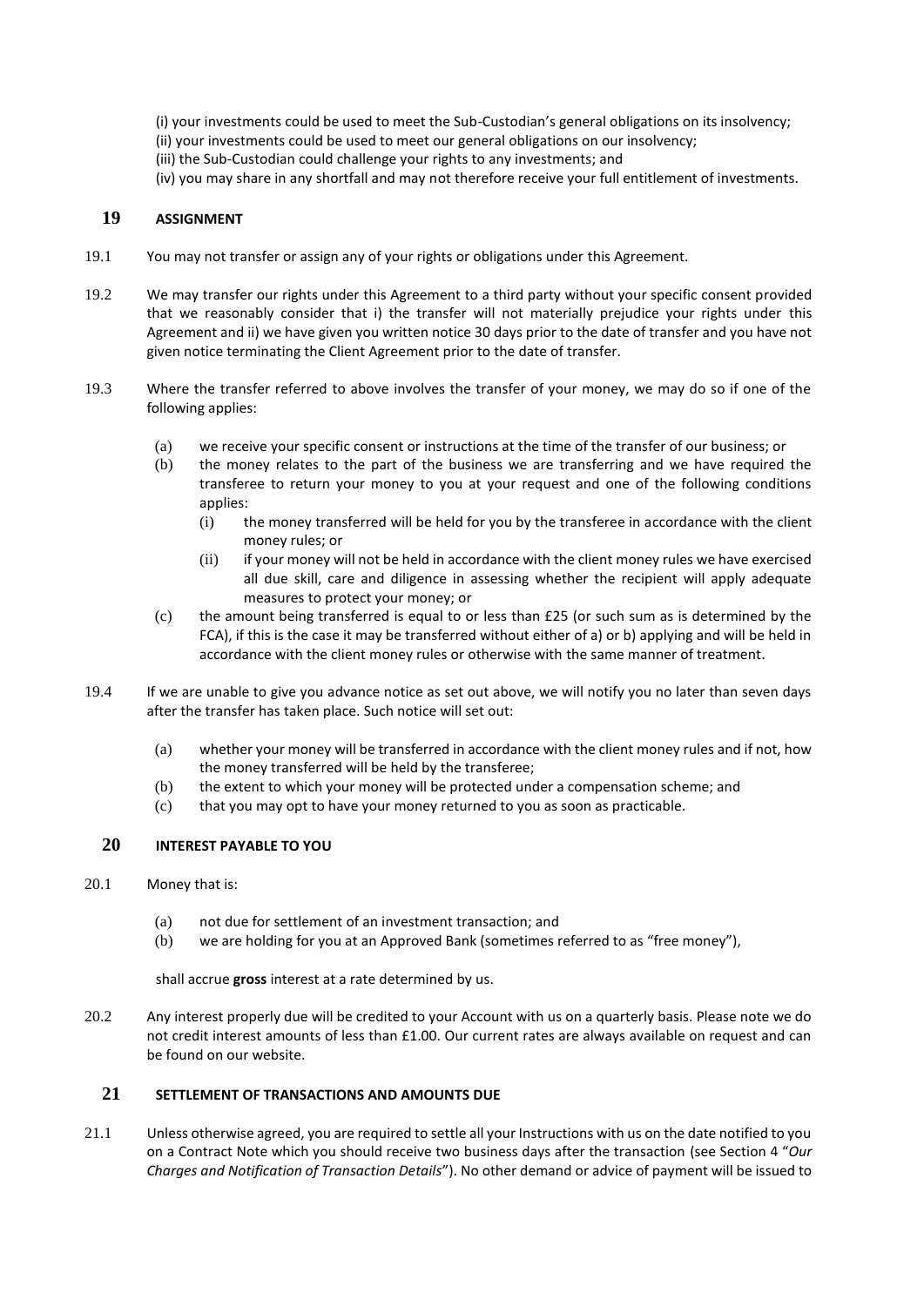(i) your investments could be used to meet the Sub-Custodian's general obligations on its insolvency;
(ii) your investments could be used to meet our general obligations on our insolvency;
(iii) the Sub-Custodian could challenge your rights to any investments; and
(iv) you may share in any shortfall and may not therefore receive your full entitlement of investments.

## 19 ASSIGNMENT

19.1 You may not transfer or assign any of your rights or obligations under this Agreement.

19.2 We may transfer our rights under this Agreement to a third party without your specific consent provided that we reasonably consider that i) the transfer will not materially prejudice your rights under this Agreement and ii) we have given you written notice 30 days prior to the date of transfer and you have not given notice terminating the Client Agreement prior to the date of transfer.

19.3 Where the transfer referred to above involves the transfer of your money, we may do so if one of the following applies:

- (a) we receive your specific consent or instructions at the time of the transfer of our business; or
- (b) the money relates to the part of the business we are transferring and we have required the transferee to return your money to you at your request and one of the following conditions applies:
  - (i) the money transferred will be held for you by the transferee in accordance with the client money rules; or
  - (ii) if your money will not be held in accordance with the client money rules we have exercised all due skill, care and diligence in assessing whether the recipient will apply adequate measures to protect your money; or
- (c) the amount being transferred is equal to or less than £25 (or such sum as is determined by the FCA), if this is the case it may be transferred without either of a) or b) applying and will be held in accordance with the client money rules or otherwise with the same manner of treatment.

19.4 If we are unable to give you advance notice as set out above, we will notify you no later than seven days after the transfer has taken place. Such notice will set out:

- (a) whether your money will be transferred in accordance with the client money rules and if not, how the money transferred will be held by the transferee;
- (b) the extent to which your money will be protected under a compensation scheme; and
- (c) that you may opt to have your money returned to you as soon as practicable.

## 20 INTEREST PAYABLE TO YOU

20.1 Money that is:

- (a) not due for settlement of an investment transaction; and
- (b) we are holding for you at an Approved Bank (sometimes referred to as "free money"),

shall accrue **gross** interest at a rate determined by us.

20.2 Any interest properly due will be credited to your Account with us on a quarterly basis. Please note we do not credit interest amounts of less than £1.00. Our current rates are always available on request and can be found on our website.

## 21 SETTLEMENT OF TRANSACTIONS AND AMOUNTS DUE

21.1 Unless otherwise agreed, you are required to settle all your Instructions with us on the date notified to you on a Contract Note which you should receive two business days after the transaction (see Section 4 "*Our Charges and Notification of Transaction Details*"). No other demand or advice of payment will be issued to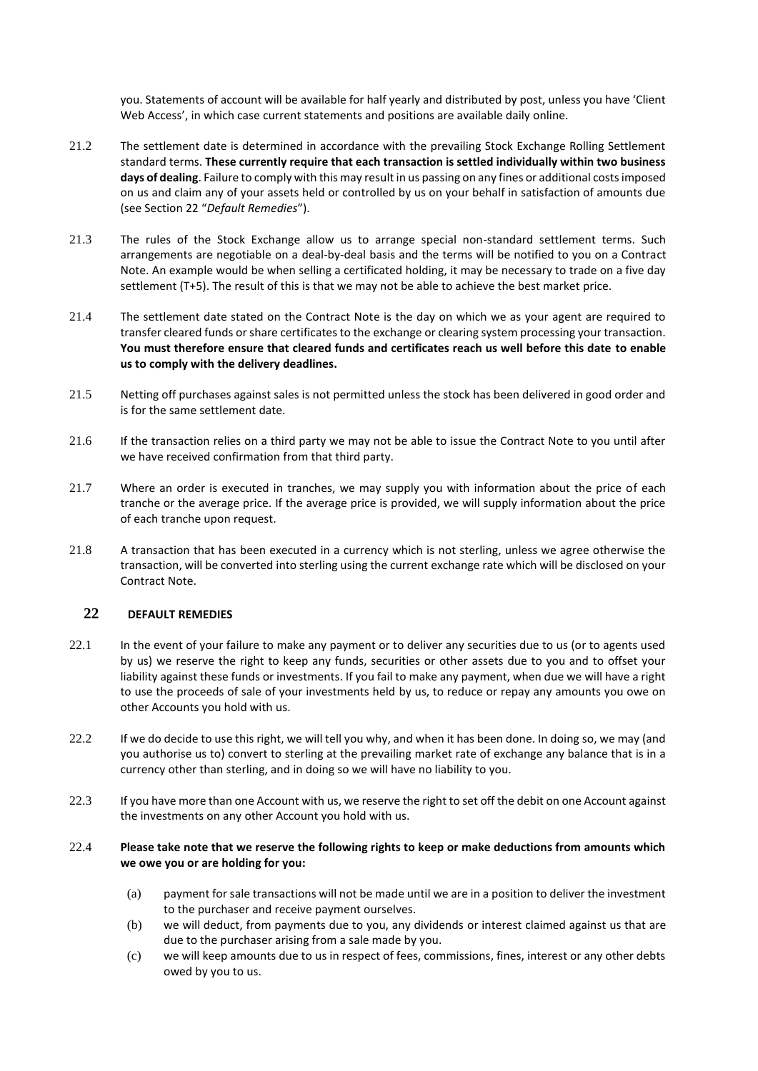you. Statements of account will be available for half yearly and distributed by post, unless you have 'Client Web Access', in which case current statements and positions are available daily online.

21.2 The settlement date is determined in accordance with the prevailing Stock Exchange Rolling Settlement standard terms. **These currently require that each transaction is settled individually within two business days of dealing**. Failure to comply with this may result in us passing on any fines or additional costs imposed on us and claim any of your assets held or controlled by us on your behalf in satisfaction of amounts due (see Section 22 "*Default Remedies*").

21.3 The rules of the Stock Exchange allow us to arrange special non-standard settlement terms. Such arrangements are negotiable on a deal-by-deal basis and the terms will be notified to you on a Contract Note. An example would be when selling a certificated holding, it may be necessary to trade on a five day settlement (T+5). The result of this is that we may not be able to achieve the best market price.

21.4 The settlement date stated on the Contract Note is the day on which we as your agent are required to transfer cleared funds or share certificates to the exchange or clearing system processing your transaction. **You must therefore ensure that cleared funds and certificates reach us well before this date to enable us to comply with the delivery deadlines.**

21.5 Netting off purchases against sales is not permitted unless the stock has been delivered in good order and is for the same settlement date.

21.6 If the transaction relies on a third party we may not be able to issue the Contract Note to you until after we have received confirmation from that third party.

21.7 Where an order is executed in tranches, we may supply you with information about the price of each tranche or the average price. If the average price is provided, we will supply information about the price of each tranche upon request.

21.8 A transaction that has been executed in a currency which is not sterling, unless we agree otherwise the transaction, will be converted into sterling using the current exchange rate which will be disclosed on your Contract Note.

## 22 DEFAULT REMEDIES

22.1 In the event of your failure to make any payment or to deliver any securities due to us (or to agents used by us) we reserve the right to keep any funds, securities or other assets due to you and to offset your liability against these funds or investments. If you fail to make any payment, when due we will have a right to use the proceeds of sale of your investments held by us, to reduce or repay any amounts you owe on other Accounts you hold with us.

22.2 If we do decide to use this right, we will tell you why, and when it has been done. In doing so, we may (and you authorise us to) convert to sterling at the prevailing market rate of exchange any balance that is in a currency other than sterling, and in doing so we will have no liability to you.

22.3 If you have more than one Account with us, we reserve the right to set off the debit on one Account against the investments on any other Account you hold with us.

22.4 **Please take note that we reserve the following rights to keep or make deductions from amounts which we owe you or are holding for you:**

(a) payment for sale transactions will not be made until we are in a position to deliver the investment to the purchaser and receive payment ourselves.

(b) we will deduct, from payments due to you, any dividends or interest claimed against us that are due to the purchaser arising from a sale made by you.

(c) we will keep amounts due to us in respect of fees, commissions, fines, interest or any other debts owed by you to us.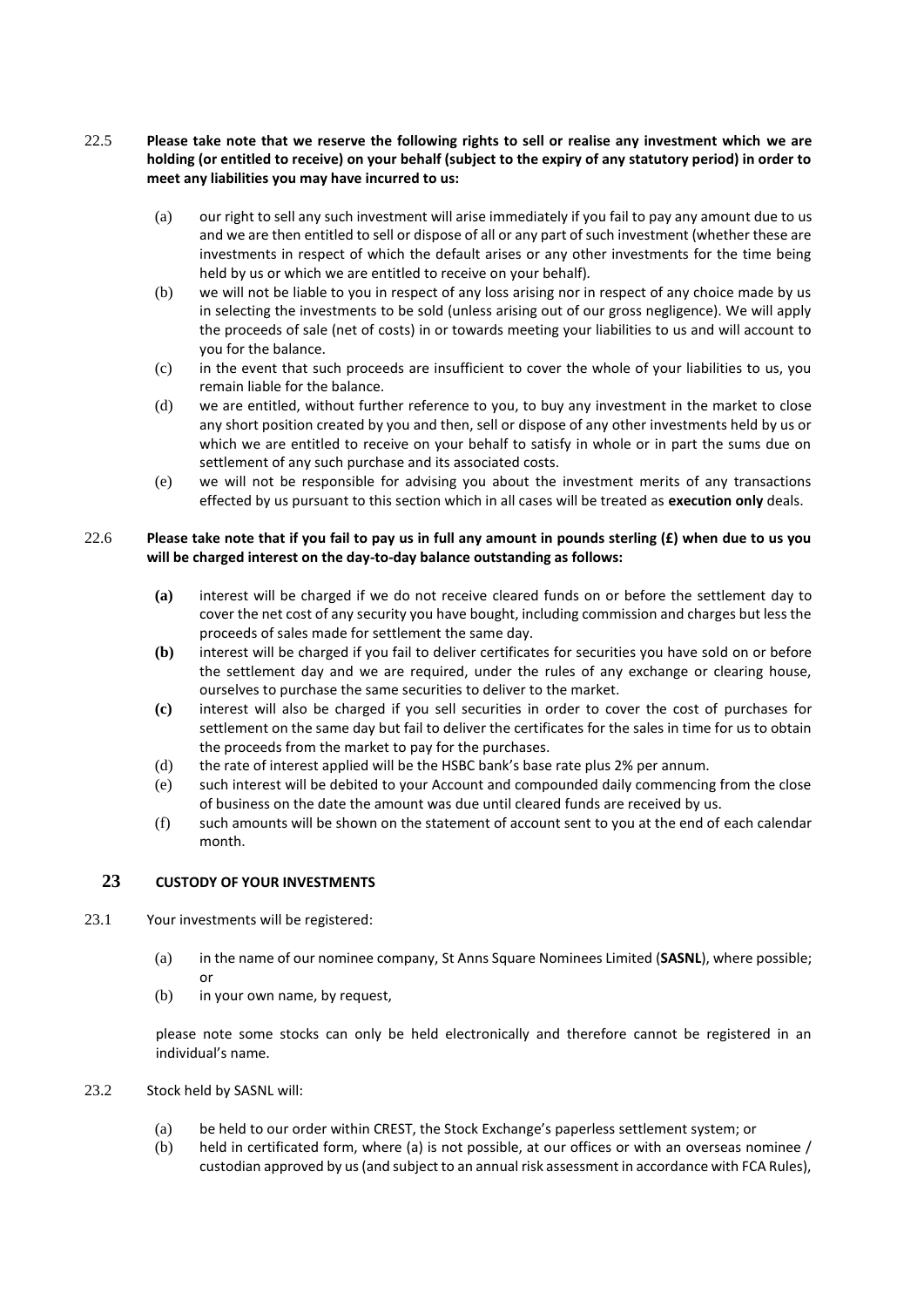22.5 **Please take note that we reserve the following rights to sell or realise any investment which we are holding (or entitled to receive) on your behalf (subject to the expiry of any statutory period) in order to meet any liabilities you may have incurred to us:**

(a) our right to sell any such investment will arise immediately if you fail to pay any amount due to us and we are then entitled to sell or dispose of all or any part of such investment (whether these are investments in respect of which the default arises or any other investments for the time being held by us or which we are entitled to receive on your behalf).

(b) we will not be liable to you in respect of any loss arising nor in respect of any choice made by us in selecting the investments to be sold (unless arising out of our gross negligence). We will apply the proceeds of sale (net of costs) in or towards meeting your liabilities to us and will account to you for the balance.

(c) in the event that such proceeds are insufficient to cover the whole of your liabilities to us, you remain liable for the balance.

(d) we are entitled, without further reference to you, to buy any investment in the market to close any short position created by you and then, sell or dispose of any other investments held by us or which we are entitled to receive on your behalf to satisfy in whole or in part the sums due on settlement of any such purchase and its associated costs.

(e) we will not be responsible for advising you about the investment merits of any transactions effected by us pursuant to this section which in all cases will be treated as **execution only** deals.

22.6 **Please take note that if you fail to pay us in full any amount in pounds sterling (£) when due to us you will be charged interest on the day-to-day balance outstanding as follows:**

**(a)** interest will be charged if we do not receive cleared funds on or before the settlement day to cover the net cost of any security you have bought, including commission and charges but less the proceeds of sales made for settlement the same day.

**(b)** interest will be charged if you fail to deliver certificates for securities you have sold on or before the settlement day and we are required, under the rules of any exchange or clearing house, ourselves to purchase the same securities to deliver to the market.

**(c)** interest will also be charged if you sell securities in order to cover the cost of purchases for settlement on the same day but fail to deliver the certificates for the sales in time for us to obtain the proceeds from the market to pay for the purchases.

(d) the rate of interest applied will be the HSBC bank's base rate plus 2% per annum.

(e) such interest will be debited to your Account and compounded daily commencing from the close of business on the date the amount was due until cleared funds are received by us.

(f) such amounts will be shown on the statement of account sent to you at the end of each calendar month.

## 23 CUSTODY OF YOUR INVESTMENTS

23.1 Your investments will be registered:

(a) in the name of our nominee company, St Anns Square Nominees Limited (**SASNL**), where possible; or

(b) in your own name, by request,

please note some stocks can only be held electronically and therefore cannot be registered in an individual's name.

23.2 Stock held by SASNL will:

(a) be held to our order within CREST, the Stock Exchange's paperless settlement system; or

(b) held in certificated form, where (a) is not possible, at our offices or with an overseas nominee / custodian approved by us (and subject to an annual risk assessment in accordance with FCA Rules),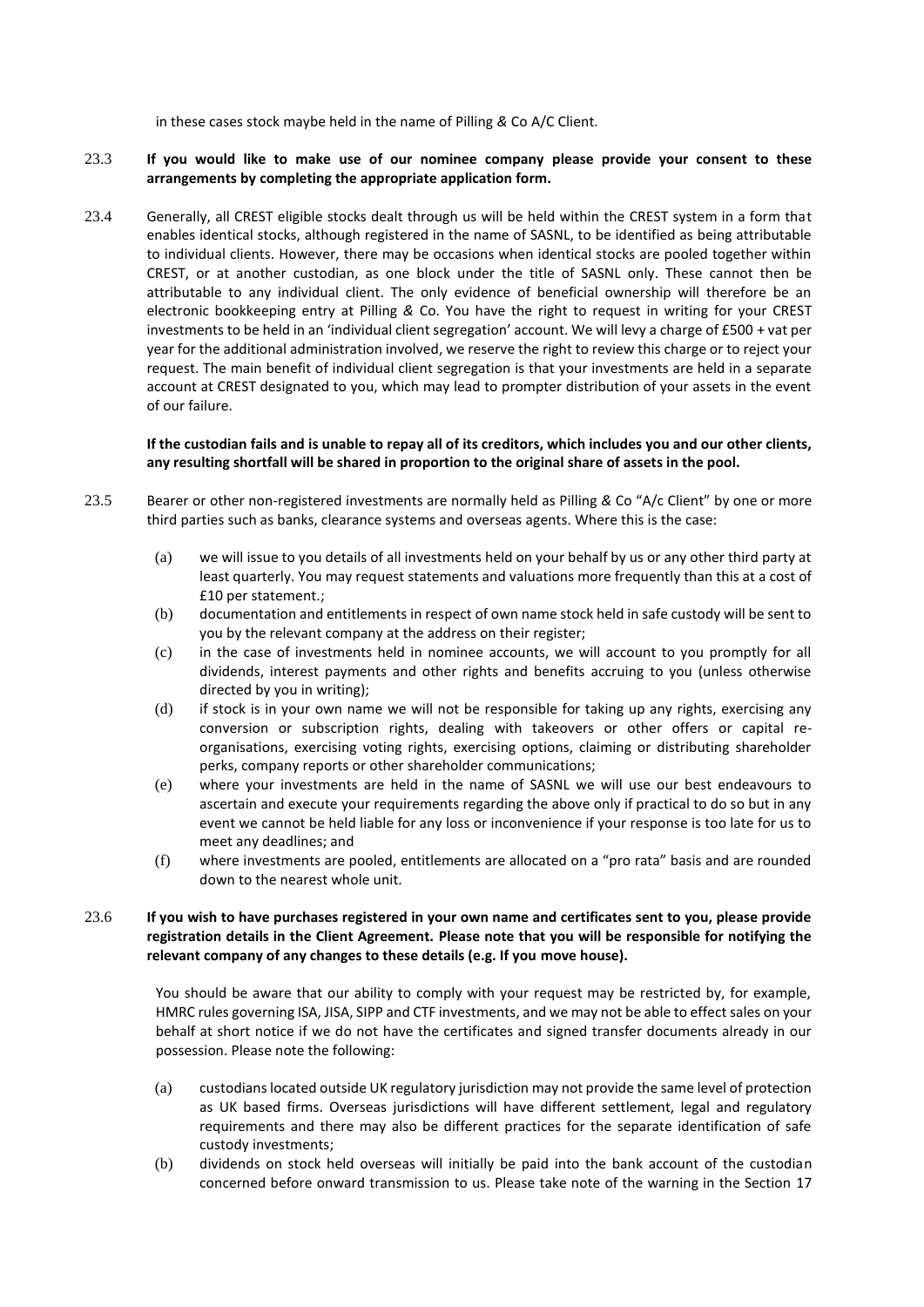in these cases stock maybe held in the name of Pilling *&* Co A/C Client.

23.3 **If you would like to make use of our nominee company please provide your consent to these arrangements by completing the appropriate application form.**

23.4 Generally, all CREST eligible stocks dealt through us will be held within the CREST system in a form that enables identical stocks, although registered in the name of SASNL, to be identified as being attributable to individual clients. However, there may be occasions when identical stocks are pooled together within CREST, or at another custodian, as one block under the title of SASNL only. These cannot then be attributable to any individual client. The only evidence of beneficial ownership will therefore be an electronic bookkeeping entry at Pilling *&* Co. You have the right to request in writing for your CREST investments to be held in an 'individual client segregation' account. We will levy a charge of £500 + vat per year for the additional administration involved, we reserve the right to review this charge or to reject your request. The main benefit of individual client segregation is that your investments are held in a separate account at CREST designated to you, which may lead to prompter distribution of your assets in the event of our failure.

**If the custodian fails and is unable to repay all of its creditors, which includes you and our other clients, any resulting shortfall will be shared in proportion to the original share of assets in the pool.**

23.5 Bearer or other non-registered investments are normally held as Pilling *&* Co "A/c Client" by one or more third parties such as banks, clearance systems and overseas agents. Where this is the case:

(a) we will issue to you details of all investments held on your behalf by us or any other third party at least quarterly. You may request statements and valuations more frequently than this at a cost of £10 per statement.;

(b) documentation and entitlements in respect of own name stock held in safe custody will be sent to you by the relevant company at the address on their register;

(c) in the case of investments held in nominee accounts, we will account to you promptly for all dividends, interest payments and other rights and benefits accruing to you (unless otherwise directed by you in writing);

(d) if stock is in your own name we will not be responsible for taking up any rights, exercising any conversion or subscription rights, dealing with takeovers or other offers or capital re-organisations, exercising voting rights, exercising options, claiming or distributing shareholder perks, company reports or other shareholder communications;

(e) where your investments are held in the name of SASNL we will use our best endeavours to ascertain and execute your requirements regarding the above only if practical to do so but in any event we cannot be held liable for any loss or inconvenience if your response is too late for us to meet any deadlines; and

(f) where investments are pooled, entitlements are allocated on a "pro rata" basis and are rounded down to the nearest whole unit.

23.6 **If you wish to have purchases registered in your own name and certificates sent to you, please provide registration details in the Client Agreement. Please note that you will be responsible for notifying the relevant company of any changes to these details (e.g. If you move house).**

You should be aware that our ability to comply with your request may be restricted by, for example, HMRC rules governing ISA, JISA, SIPP and CTF investments, and we may not be able to effect sales on your behalf at short notice if we do not have the certificates and signed transfer documents already in our possession. Please note the following:

(a) custodians located outside UK regulatory jurisdiction may not provide the same level of protection as UK based firms. Overseas jurisdictions will have different settlement, legal and regulatory requirements and there may also be different practices for the separate identification of safe custody investments;

(b) dividends on stock held overseas will initially be paid into the bank account of the custodian concerned before onward transmission to us. Please take note of the warning in the Section 17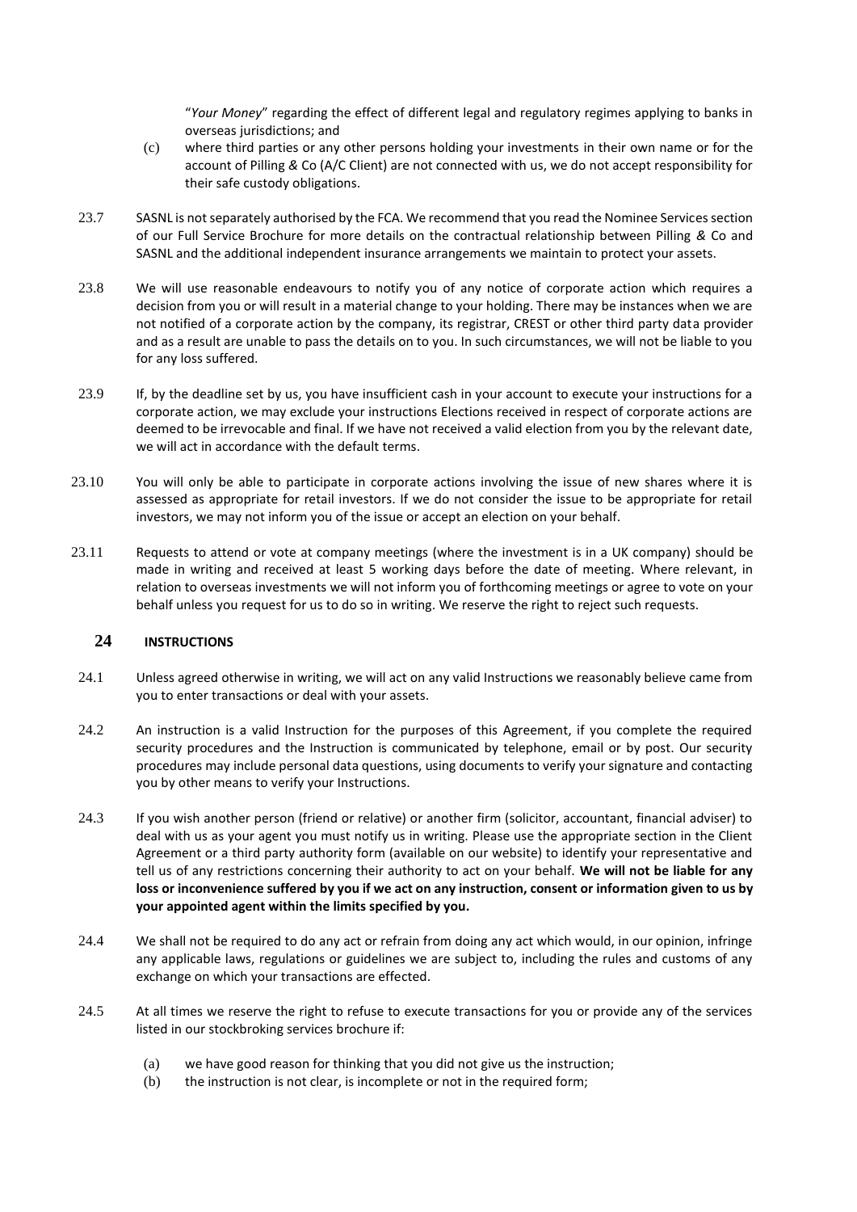"*Your Money*" regarding the effect of different legal and regulatory regimes applying to banks in overseas jurisdictions; and

(c) where third parties or any other persons holding your investments in their own name or for the account of Pilling *&* Co (A/C Client) are not connected with us, we do not accept responsibility for their safe custody obligations.

23.7 SASNL is not separately authorised by the FCA. We recommend that you read the Nominee Services section of our Full Service Brochure for more details on the contractual relationship between Pilling *&* Co and SASNL and the additional independent insurance arrangements we maintain to protect your assets.

23.8 We will use reasonable endeavours to notify you of any notice of corporate action which requires a decision from you or will result in a material change to your holding. There may be instances when we are not notified of a corporate action by the company, its registrar, CREST or other third party data provider and as a result are unable to pass the details on to you. In such circumstances, we will not be liable to you for any loss suffered.

23.9 If, by the deadline set by us, you have insufficient cash in your account to execute your instructions for a corporate action, we may exclude your instructions Elections received in respect of corporate actions are deemed to be irrevocable and final. If we have not received a valid election from you by the relevant date, we will act in accordance with the default terms.

23.10 You will only be able to participate in corporate actions involving the issue of new shares where it is assessed as appropriate for retail investors. If we do not consider the issue to be appropriate for retail investors, we may not inform you of the issue or accept an election on your behalf.

23.11 Requests to attend or vote at company meetings (where the investment is in a UK company) should be made in writing and received at least 5 working days before the date of meeting. Where relevant, in relation to overseas investments we will not inform you of forthcoming meetings or agree to vote on your behalf unless you request for us to do so in writing. We reserve the right to reject such requests.

## 24 INSTRUCTIONS

24.1 Unless agreed otherwise in writing, we will act on any valid Instructions we reasonably believe came from you to enter transactions or deal with your assets.

24.2 An instruction is a valid Instruction for the purposes of this Agreement, if you complete the required security procedures and the Instruction is communicated by telephone, email or by post. Our security procedures may include personal data questions, using documents to verify your signature and contacting you by other means to verify your Instructions.

24.3 If you wish another person (friend or relative) or another firm (solicitor, accountant, financial adviser) to deal with us as your agent you must notify us in writing. Please use the appropriate section in the Client Agreement or a third party authority form (available on our website) to identify your representative and tell us of any restrictions concerning their authority to act on your behalf. **We will not be liable for any loss or inconvenience suffered by you if we act on any instruction, consent or information given to us by your appointed agent within the limits specified by you.**

24.4 We shall not be required to do any act or refrain from doing any act which would, in our opinion, infringe any applicable laws, regulations or guidelines we are subject to, including the rules and customs of any exchange on which your transactions are effected.

24.5 At all times we reserve the right to refuse to execute transactions for you or provide any of the services listed in our stockbroking services brochure if:

(a) we have good reason for thinking that you did not give us the instruction;
(b) the instruction is not clear, is incomplete or not in the required form;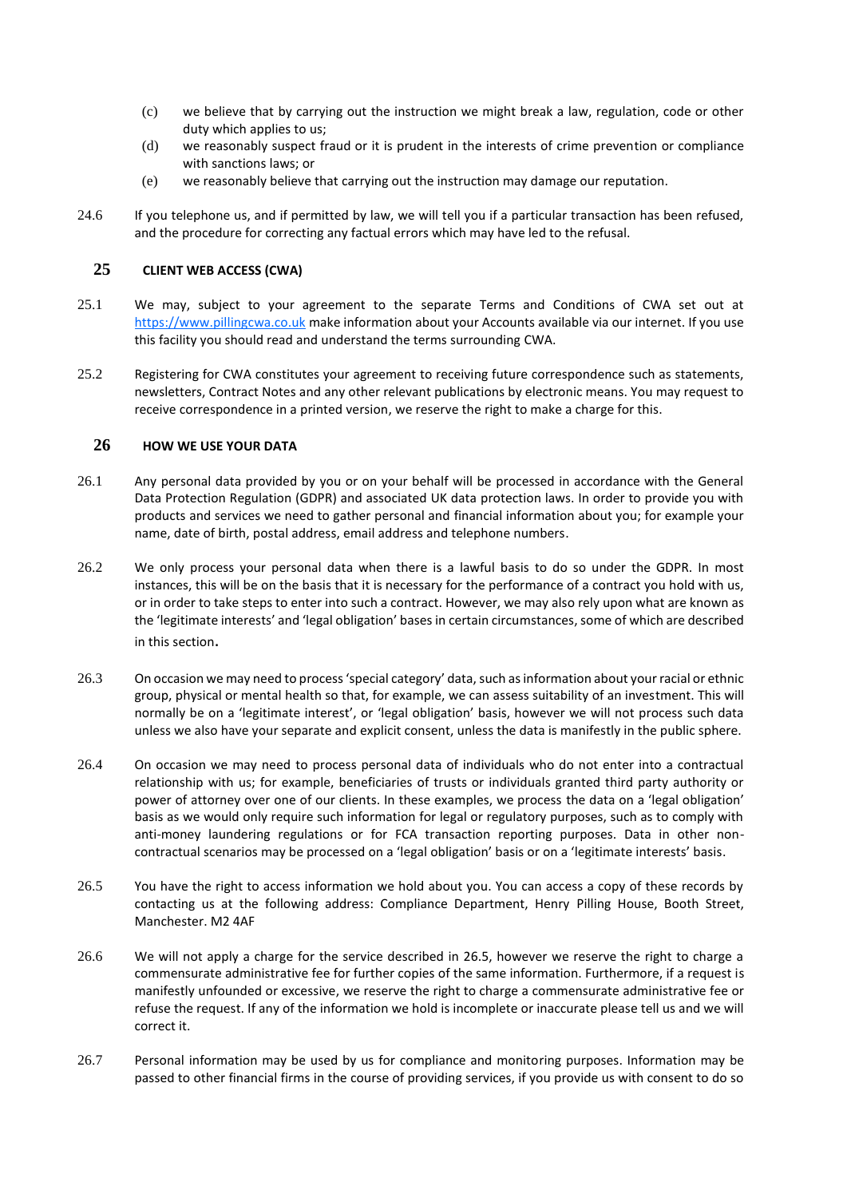(c) we believe that by carrying out the instruction we might break a law, regulation, code or other duty which applies to us;

(d) we reasonably suspect fraud or it is prudent in the interests of crime prevention or compliance with sanctions laws; or

(e) we reasonably believe that carrying out the instruction may damage our reputation.

24.6 If you telephone us, and if permitted by law, we will tell you if a particular transaction has been refused, and the procedure for correcting any factual errors which may have led to the refusal.

## 25 CLIENT WEB ACCESS (CWA)

25.1 We may, subject to your agreement to the separate Terms and Conditions of CWA set out at https://www.pillingcwa.co.uk make information about your Accounts available via our internet. If you use this facility you should read and understand the terms surrounding CWA.

25.2 Registering for CWA constitutes your agreement to receiving future correspondence such as statements, newsletters, Contract Notes and any other relevant publications by electronic means. You may request to receive correspondence in a printed version, we reserve the right to make a charge for this.

## 26 HOW WE USE YOUR DATA

26.1 Any personal data provided by you or on your behalf will be processed in accordance with the General Data Protection Regulation (GDPR) and associated UK data protection laws. In order to provide you with products and services we need to gather personal and financial information about you; for example your name, date of birth, postal address, email address and telephone numbers.

26.2 We only process your personal data when there is a lawful basis to do so under the GDPR. In most instances, this will be on the basis that it is necessary for the performance of a contract you hold with us, or in order to take steps to enter into such a contract. However, we may also rely upon what are known as the 'legitimate interests' and 'legal obligation' bases in certain circumstances, some of which are described in this section.

26.3 On occasion we may need to process 'special category' data, such as information about your racial or ethnic group, physical or mental health so that, for example, we can assess suitability of an investment. This will normally be on a 'legitimate interest', or 'legal obligation' basis, however we will not process such data unless we also have your separate and explicit consent, unless the data is manifestly in the public sphere.

26.4 On occasion we may need to process personal data of individuals who do not enter into a contractual relationship with us; for example, beneficiaries of trusts or individuals granted third party authority or power of attorney over one of our clients. In these examples, we process the data on a 'legal obligation' basis as we would only require such information for legal or regulatory purposes, such as to comply with anti-money laundering regulations or for FCA transaction reporting purposes. Data in other non-contractual scenarios may be processed on a 'legal obligation' basis or on a 'legitimate interests' basis.

26.5 You have the right to access information we hold about you. You can access a copy of these records by contacting us at the following address: Compliance Department, Henry Pilling House, Booth Street, Manchester. M2 4AF

26.6 We will not apply a charge for the service described in 26.5, however we reserve the right to charge a commensurate administrative fee for further copies of the same information. Furthermore, if a request is manifestly unfounded or excessive, we reserve the right to charge a commensurate administrative fee or refuse the request. If any of the information we hold is incomplete or inaccurate please tell us and we will correct it.

26.7 Personal information may be used by us for compliance and monitoring purposes. Information may be passed to other financial firms in the course of providing services, if you provide us with consent to do so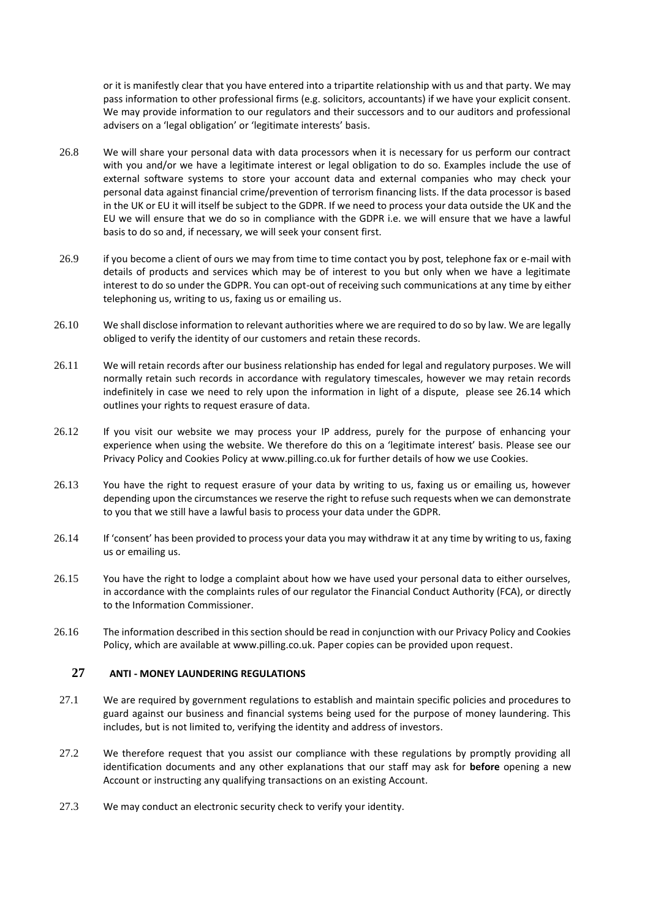or it is manifestly clear that you have entered into a tripartite relationship with us and that party. We may pass information to other professional firms (e.g. solicitors, accountants) if we have your explicit consent. We may provide information to our regulators and their successors and to our auditors and professional advisers on a 'legal obligation' or 'legitimate interests' basis.

26.8 We will share your personal data with data processors when it is necessary for us perform our contract with you and/or we have a legitimate interest or legal obligation to do so. Examples include the use of external software systems to store your account data and external companies who may check your personal data against financial crime/prevention of terrorism financing lists. If the data processor is based in the UK or EU it will itself be subject to the GDPR. If we need to process your data outside the UK and the EU we will ensure that we do so in compliance with the GDPR i.e. we will ensure that we have a lawful basis to do so and, if necessary, we will seek your consent first.

26.9 if you become a client of ours we may from time to time contact you by post, telephone fax or e-mail with details of products and services which may be of interest to you but only when we have a legitimate interest to do so under the GDPR. You can opt-out of receiving such communications at any time by either telephoning us, writing to us, faxing us or emailing us.

26.10 We shall disclose information to relevant authorities where we are required to do so by law. We are legally obliged to verify the identity of our customers and retain these records.

26.11 We will retain records after our business relationship has ended for legal and regulatory purposes. We will normally retain such records in accordance with regulatory timescales, however we may retain records indefinitely in case we need to rely upon the information in light of a dispute, please see 26.14 which outlines your rights to request erasure of data.

26.12 If you visit our website we may process your IP address, purely for the purpose of enhancing your experience when using the website. We therefore do this on a 'legitimate interest' basis. Please see our Privacy Policy and Cookies Policy at www.pilling.co.uk for further details of how we use Cookies.

26.13 You have the right to request erasure of your data by writing to us, faxing us or emailing us, however depending upon the circumstances we reserve the right to refuse such requests when we can demonstrate to you that we still have a lawful basis to process your data under the GDPR.

26.14 If 'consent' has been provided to process your data you may withdraw it at any time by writing to us, faxing us or emailing us.

26.15 You have the right to lodge a complaint about how we have used your personal data to either ourselves, in accordance with the complaints rules of our regulator the Financial Conduct Authority (FCA), or directly to the Information Commissioner.

26.16 The information described in this section should be read in conjunction with our Privacy Policy and Cookies Policy, which are available at www.pilling.co.uk. Paper copies can be provided upon request.

## 27 ANTI - MONEY LAUNDERING REGULATIONS

27.1 We are required by government regulations to establish and maintain specific policies and procedures to guard against our business and financial systems being used for the purpose of money laundering. This includes, but is not limited to, verifying the identity and address of investors.

27.2 We therefore request that you assist our compliance with these regulations by promptly providing all identification documents and any other explanations that our staff may ask for **before** opening a new Account or instructing any qualifying transactions on an existing Account.

27.3 We may conduct an electronic security check to verify your identity.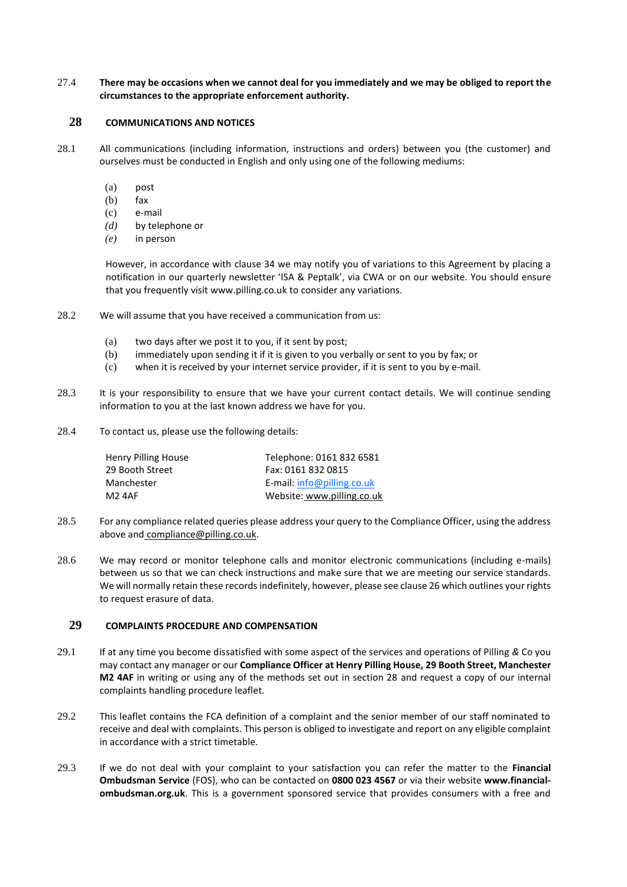27.4 **There may be occasions when we cannot deal for you immediately and we may be obliged to report the circumstances to the appropriate enforcement authority.**

## 28 COMMUNICATIONS AND NOTICES

28.1 All communications (including information, instructions and orders) between you (the customer) and ourselves must be conducted in English and only using one of the following mediums:

(a) post
(b) fax
(c) e-mail
*(d)* by telephone or
*(e)* in person

However, in accordance with clause 34 we may notify you of variations to this Agreement by placing a notification in our quarterly newsletter 'ISA & Peptalk', via CWA or on our website. You should ensure that you frequently visit www.pilling.co.uk to consider any variations.

28.2 We will assume that you have received a communication from us:

(a) two days after we post it to you, if it sent by post;
(b) immediately upon sending it if it is given to you verbally or sent to you by fax; or
(c) when it is received by your internet service provider, if it is sent to you by e-mail.

28.3 It is your responsibility to ensure that we have your current contact details. We will continue sending information to you at the last known address we have for you.

28.4 To contact us, please use the following details:

| | |
|---|---|
| Henry Pilling House | Telephone: 0161 832 6581 |
| 29 Booth Street | Fax: 0161 832 0815 |
| Manchester | E-mail: info@pilling.co.uk |
| M2 4AF | Website: www.pilling.co.uk |

28.5 For any compliance related queries please address your query to the Compliance Officer, using the address above and compliance@pilling.co.uk.

28.6 We may record or monitor telephone calls and monitor electronic communications (including e-mails) between us so that we can check instructions and make sure that we are meeting our service standards. We will normally retain these records indefinitely, however, please see clause 26 which outlines your rights to request erasure of data.

## 29 COMPLAINTS PROCEDURE AND COMPENSATION

29.1 If at any time you become dissatisfied with some aspect of the services and operations of Pilling *&* Co you may contact any manager or our **Compliance Officer at Henry Pilling House, 29 Booth Street, Manchester M2 4AF** in writing or using any of the methods set out in section 28 and request a copy of our internal complaints handling procedure leaflet.

29.2 This leaflet contains the FCA definition of a complaint and the senior member of our staff nominated to receive and deal with complaints. This person is obliged to investigate and report on any eligible complaint in accordance with a strict timetable.

29.3 If we do not deal with your complaint to your satisfaction you can refer the matter to the **Financial Ombudsman Service** (FOS), who can be contacted on **0800 023 4567** or via their website **www.financial-ombudsman.org.uk**. This is a government sponsored service that provides consumers with a free and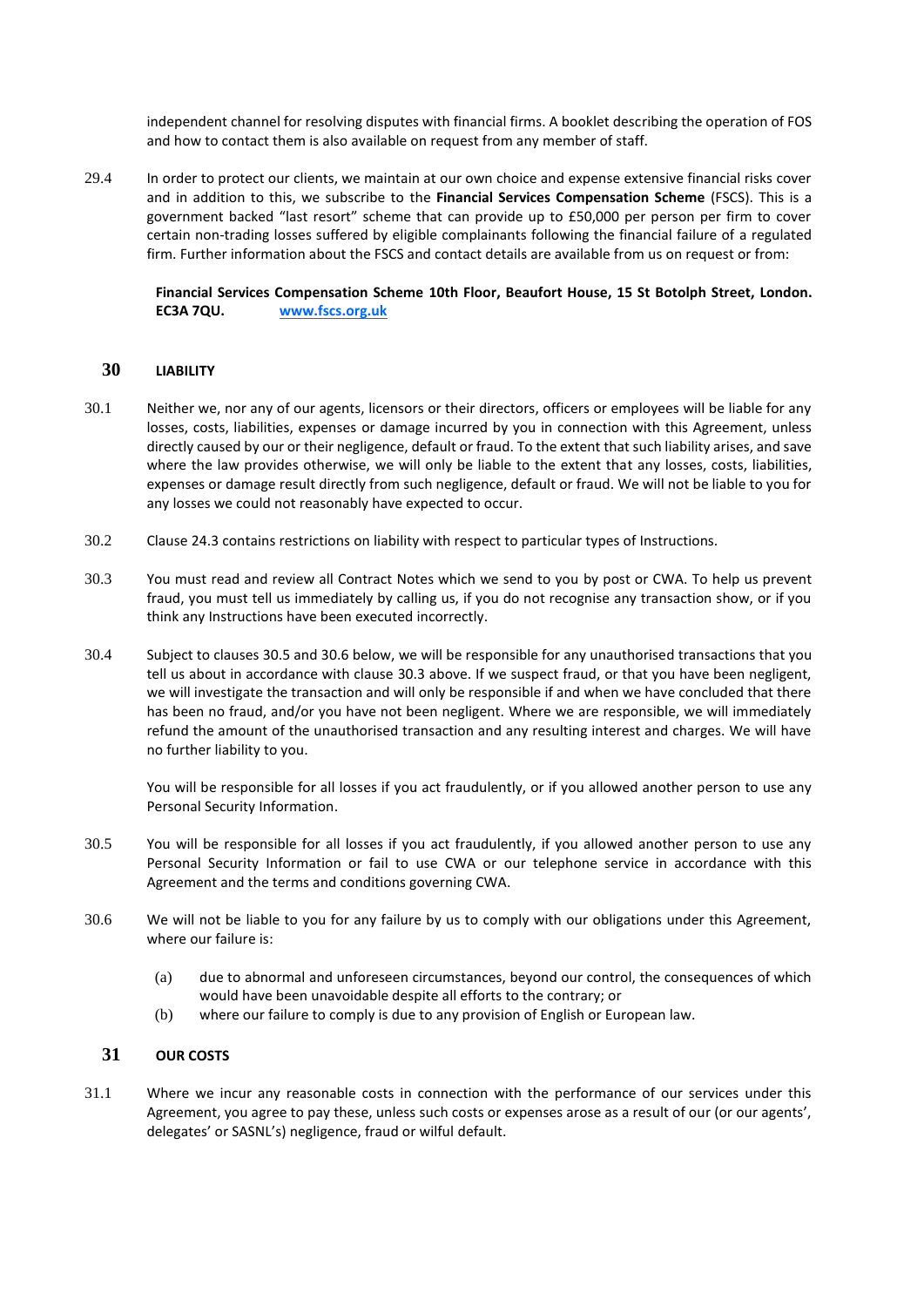independent channel for resolving disputes with financial firms. A booklet describing the operation of FOS and how to contact them is also available on request from any member of staff.

29.4 In order to protect our clients, we maintain at our own choice and expense extensive financial risks cover and in addition to this, we subscribe to the **Financial Services Compensation Scheme** (FSCS). This is a government backed "last resort" scheme that can provide up to £50,000 per person per firm to cover certain non-trading losses suffered by eligible complainants following the financial failure of a regulated firm. Further information about the FSCS and contact details are available from us on request or from:

**Financial Services Compensation Scheme 10th Floor, Beaufort House, 15 St Botolph Street, London. EC3A 7QU.** [www.fscs.org.uk](http://www.fscs.org.uk)

## 30 LIABILITY

30.1 Neither we, nor any of our agents, licensors or their directors, officers or employees will be liable for any losses, costs, liabilities, expenses or damage incurred by you in connection with this Agreement, unless directly caused by our or their negligence, default or fraud. To the extent that such liability arises, and save where the law provides otherwise, we will only be liable to the extent that any losses, costs, liabilities, expenses or damage result directly from such negligence, default or fraud. We will not be liable to you for any losses we could not reasonably have expected to occur.

30.2 Clause 24.3 contains restrictions on liability with respect to particular types of Instructions.

30.3 You must read and review all Contract Notes which we send to you by post or CWA. To help us prevent fraud, you must tell us immediately by calling us, if you do not recognise any transaction show, or if you think any Instructions have been executed incorrectly.

30.4 Subject to clauses 30.5 and 30.6 below, we will be responsible for any unauthorised transactions that you tell us about in accordance with clause 30.3 above. If we suspect fraud, or that you have been negligent, we will investigate the transaction and will only be responsible if and when we have concluded that there has been no fraud, and/or you have not been negligent. Where we are responsible, we will immediately refund the amount of the unauthorised transaction and any resulting interest and charges. We will have no further liability to you.

You will be responsible for all losses if you act fraudulently, or if you allowed another person to use any Personal Security Information.

30.5 You will be responsible for all losses if you act fraudulently, if you allowed another person to use any Personal Security Information or fail to use CWA or our telephone service in accordance with this Agreement and the terms and conditions governing CWA.

30.6 We will not be liable to you for any failure by us to comply with our obligations under this Agreement, where our failure is:

(a) due to abnormal and unforeseen circumstances, beyond our control, the consequences of which would have been unavoidable despite all efforts to the contrary; or

(b) where our failure to comply is due to any provision of English or European law.

## 31 OUR COSTS

31.1 Where we incur any reasonable costs in connection with the performance of our services under this Agreement, you agree to pay these, unless such costs or expenses arose as a result of our (or our agents', delegates' or SASNL's) negligence, fraud or wilful default.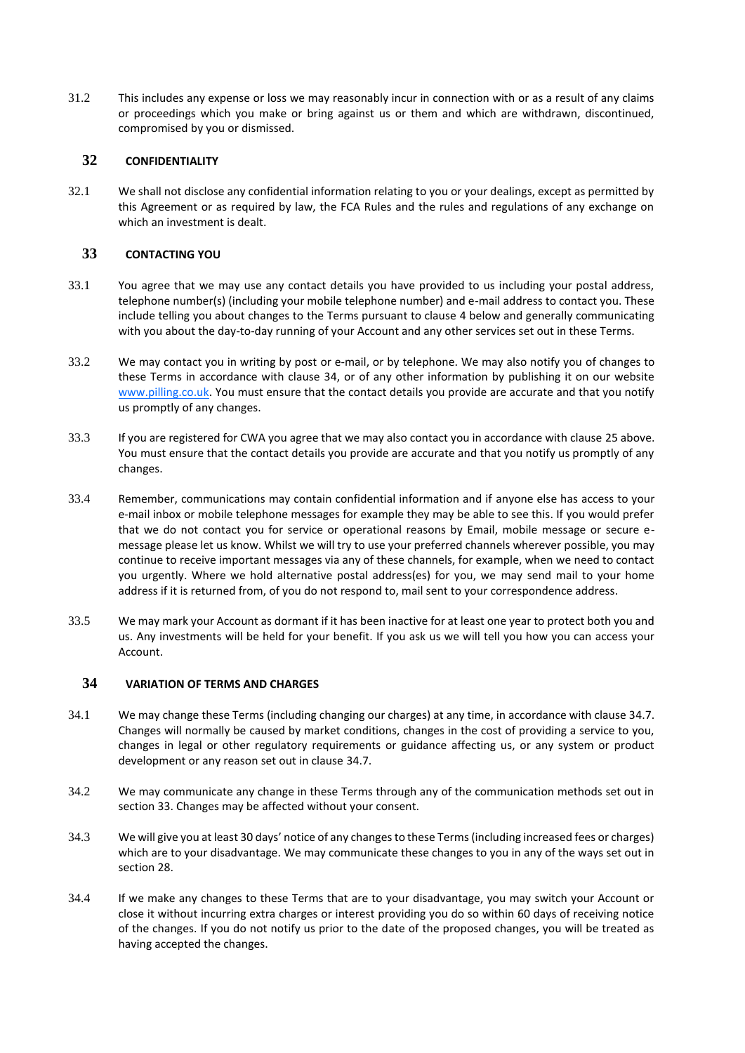31.2 This includes any expense or loss we may reasonably incur in connection with or as a result of any claims or proceedings which you make or bring against us or them and which are withdrawn, discontinued, compromised by you or dismissed.

## 32 CONFIDENTIALITY

32.1 We shall not disclose any confidential information relating to you or your dealings, except as permitted by this Agreement or as required by law, the FCA Rules and the rules and regulations of any exchange on which an investment is dealt.

## 33 CONTACTING YOU

33.1 You agree that we may use any contact details you have provided to us including your postal address, telephone number(s) (including your mobile telephone number) and e-mail address to contact you. These include telling you about changes to the Terms pursuant to clause 4 below and generally communicating with you about the day-to-day running of your Account and any other services set out in these Terms.

33.2 We may contact you in writing by post or e-mail, or by telephone. We may also notify you of changes to these Terms in accordance with clause 34, or of any other information by publishing it on our website www.pilling.co.uk. You must ensure that the contact details you provide are accurate and that you notify us promptly of any changes.

33.3 If you are registered for CWA you agree that we may also contact you in accordance with clause 25 above. You must ensure that the contact details you provide are accurate and that you notify us promptly of any changes.

33.4 Remember, communications may contain confidential information and if anyone else has access to your e-mail inbox or mobile telephone messages for example they may be able to see this. If you would prefer that we do not contact you for service or operational reasons by Email, mobile message or secure e-message please let us know. Whilst we will try to use your preferred channels wherever possible, you may continue to receive important messages via any of these channels, for example, when we need to contact you urgently. Where we hold alternative postal address(es) for you, we may send mail to your home address if it is returned from, of you do not respond to, mail sent to your correspondence address.

33.5 We may mark your Account as dormant if it has been inactive for at least one year to protect both you and us. Any investments will be held for your benefit. If you ask us we will tell you how you can access your Account.

## 34 VARIATION OF TERMS AND CHARGES

34.1 We may change these Terms (including changing our charges) at any time, in accordance with clause 34.7. Changes will normally be caused by market conditions, changes in the cost of providing a service to you, changes in legal or other regulatory requirements or guidance affecting us, or any system or product development or any reason set out in clause 34.7.

34.2 We may communicate any change in these Terms through any of the communication methods set out in section 33. Changes may be affected without your consent.

34.3 We will give you at least 30 days' notice of any changes to these Terms (including increased fees or charges) which are to your disadvantage. We may communicate these changes to you in any of the ways set out in section 28.

34.4 If we make any changes to these Terms that are to your disadvantage, you may switch your Account or close it without incurring extra charges or interest providing you do so within 60 days of receiving notice of the changes. If you do not notify us prior to the date of the proposed changes, you will be treated as having accepted the changes.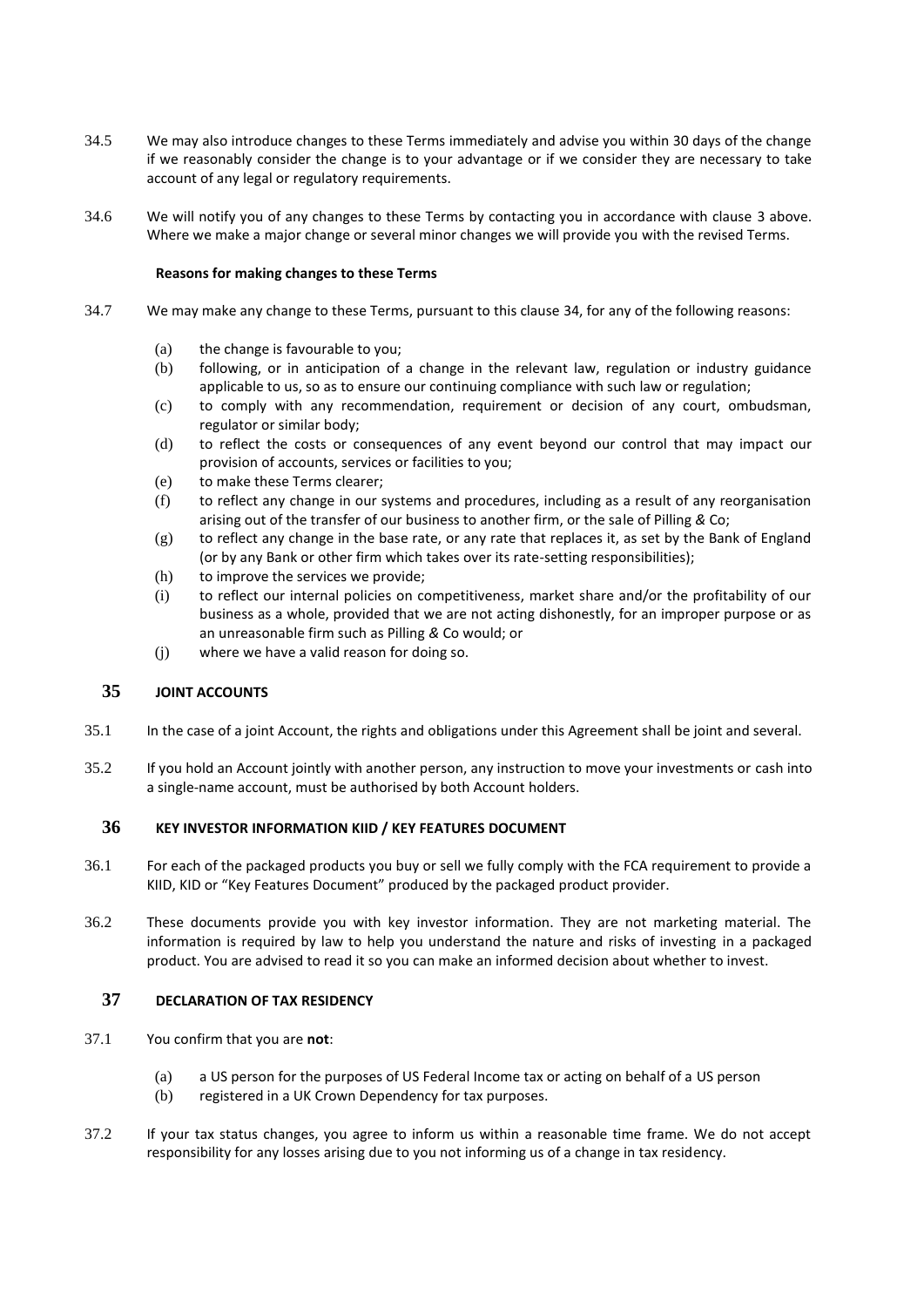34.5 We may also introduce changes to these Terms immediately and advise you within 30 days of the change if we reasonably consider the change is to your advantage or if we consider they are necessary to take account of any legal or regulatory requirements.

34.6 We will notify you of any changes to these Terms by contacting you in accordance with clause 3 above. Where we make a major change or several minor changes we will provide you with the revised Terms.

**Reasons for making changes to these Terms**

34.7 We may make any change to these Terms, pursuant to this clause 34, for any of the following reasons:

(a) the change is favourable to you;

(b) following, or in anticipation of a change in the relevant law, regulation or industry guidance applicable to us, so as to ensure our continuing compliance with such law or regulation;

(c) to comply with any recommendation, requirement or decision of any court, ombudsman, regulator or similar body;

(d) to reflect the costs or consequences of any event beyond our control that may impact our provision of accounts, services or facilities to you;

(e) to make these Terms clearer;

(f) to reflect any change in our systems and procedures, including as a result of any reorganisation arising out of the transfer of our business to another firm, or the sale of Pilling *&* Co;

(g) to reflect any change in the base rate, or any rate that replaces it, as set by the Bank of England (or by any Bank or other firm which takes over its rate-setting responsibilities);

(h) to improve the services we provide;

(i) to reflect our internal policies on competitiveness, market share and/or the profitability of our business as a whole, provided that we are not acting dishonestly, for an improper purpose or as an unreasonable firm such as Pilling *&* Co would; or

(j) where we have a valid reason for doing so.

## 35 JOINT ACCOUNTS

35.1 In the case of a joint Account, the rights and obligations under this Agreement shall be joint and several.

35.2 If you hold an Account jointly with another person, any instruction to move your investments or cash into a single-name account, must be authorised by both Account holders.

## 36 KEY INVESTOR INFORMATION KIID / KEY FEATURES DOCUMENT

36.1 For each of the packaged products you buy or sell we fully comply with the FCA requirement to provide a KIID, KID or "Key Features Document" produced by the packaged product provider.

36.2 These documents provide you with key investor information. They are not marketing material. The information is required by law to help you understand the nature and risks of investing in a packaged product. You are advised to read it so you can make an informed decision about whether to invest.

## 37 DECLARATION OF TAX RESIDENCY

37.1 You confirm that you are **not**:

(a) a US person for the purposes of US Federal Income tax or acting on behalf of a US person

(b) registered in a UK Crown Dependency for tax purposes.

37.2 If your tax status changes, you agree to inform us within a reasonable time frame. We do not accept responsibility for any losses arising due to you not informing us of a change in tax residency.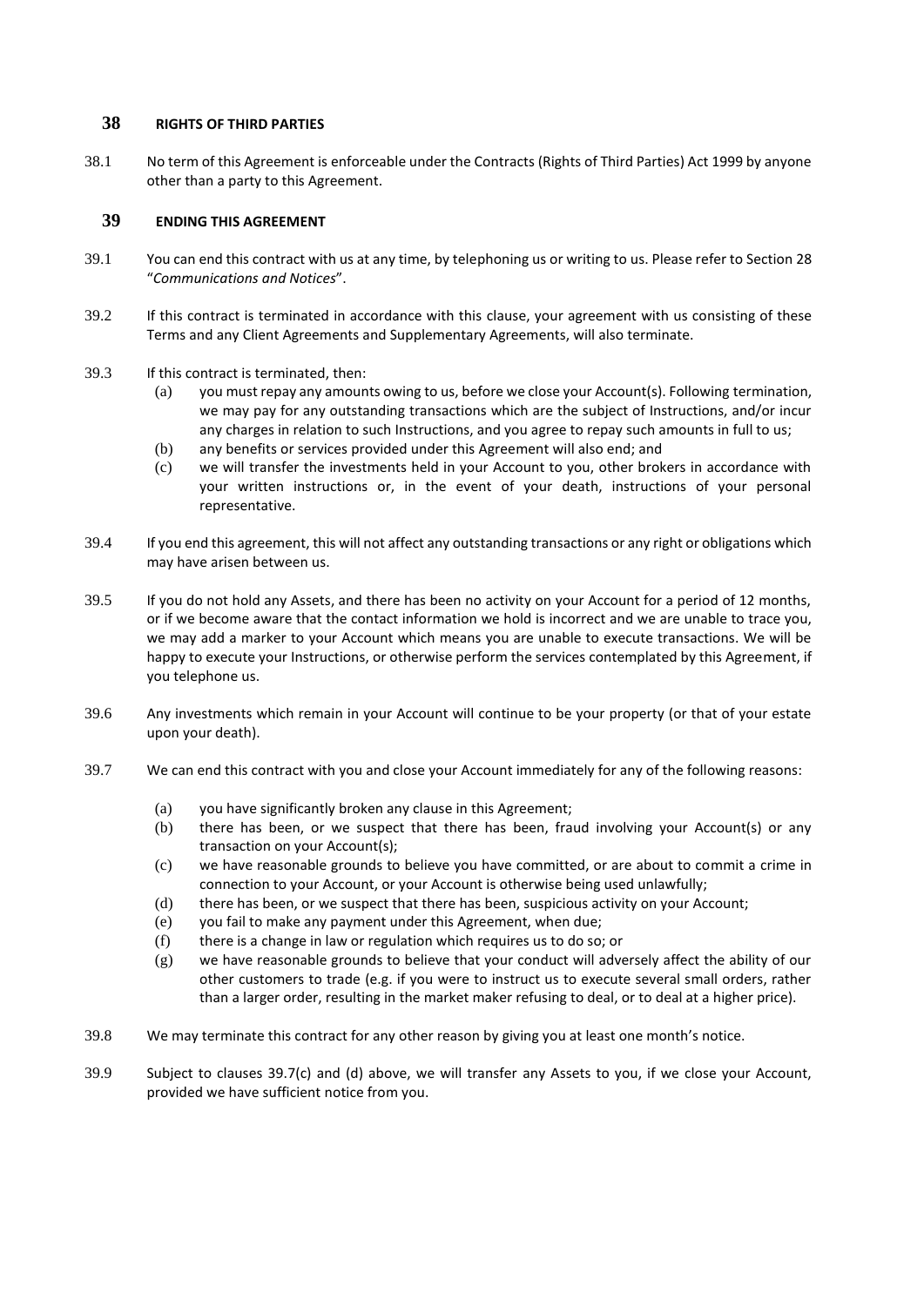## 38 RIGHTS OF THIRD PARTIES

38.1 No term of this Agreement is enforceable under the Contracts (Rights of Third Parties) Act 1999 by anyone other than a party to this Agreement.

## 39 ENDING THIS AGREEMENT

39.1 You can end this contract with us at any time, by telephoning us or writing to us. Please refer to Section 28 "*Communications and Notices*".

39.2 If this contract is terminated in accordance with this clause, your agreement with us consisting of these Terms and any Client Agreements and Supplementary Agreements, will also terminate.

39.3 If this contract is terminated, then:

- (a) you must repay any amounts owing to us, before we close your Account(s). Following termination, we may pay for any outstanding transactions which are the subject of Instructions, and/or incur any charges in relation to such Instructions, and you agree to repay such amounts in full to us;
- (b) any benefits or services provided under this Agreement will also end; and
- (c) we will transfer the investments held in your Account to you, other brokers in accordance with your written instructions or, in the event of your death, instructions of your personal representative.

39.4 If you end this agreement, this will not affect any outstanding transactions or any right or obligations which may have arisen between us.

39.5 If you do not hold any Assets, and there has been no activity on your Account for a period of 12 months, or if we become aware that the contact information we hold is incorrect and we are unable to trace you, we may add a marker to your Account which means you are unable to execute transactions. We will be happy to execute your Instructions, or otherwise perform the services contemplated by this Agreement, if you telephone us.

39.6 Any investments which remain in your Account will continue to be your property (or that of your estate upon your death).

39.7 We can end this contract with you and close your Account immediately for any of the following reasons:

- (a) you have significantly broken any clause in this Agreement;
- (b) there has been, or we suspect that there has been, fraud involving your Account(s) or any transaction on your Account(s);
- (c) we have reasonable grounds to believe you have committed, or are about to commit a crime in connection to your Account, or your Account is otherwise being used unlawfully;
- (d) there has been, or we suspect that there has been, suspicious activity on your Account;
- (e) you fail to make any payment under this Agreement, when due;
- (f) there is a change in law or regulation which requires us to do so; or
- (g) we have reasonable grounds to believe that your conduct will adversely affect the ability of our other customers to trade (e.g. if you were to instruct us to execute several small orders, rather than a larger order, resulting in the market maker refusing to deal, or to deal at a higher price).

39.8 We may terminate this contract for any other reason by giving you at least one month's notice.

39.9 Subject to clauses 39.7(c) and (d) above, we will transfer any Assets to you, if we close your Account, provided we have sufficient notice from you.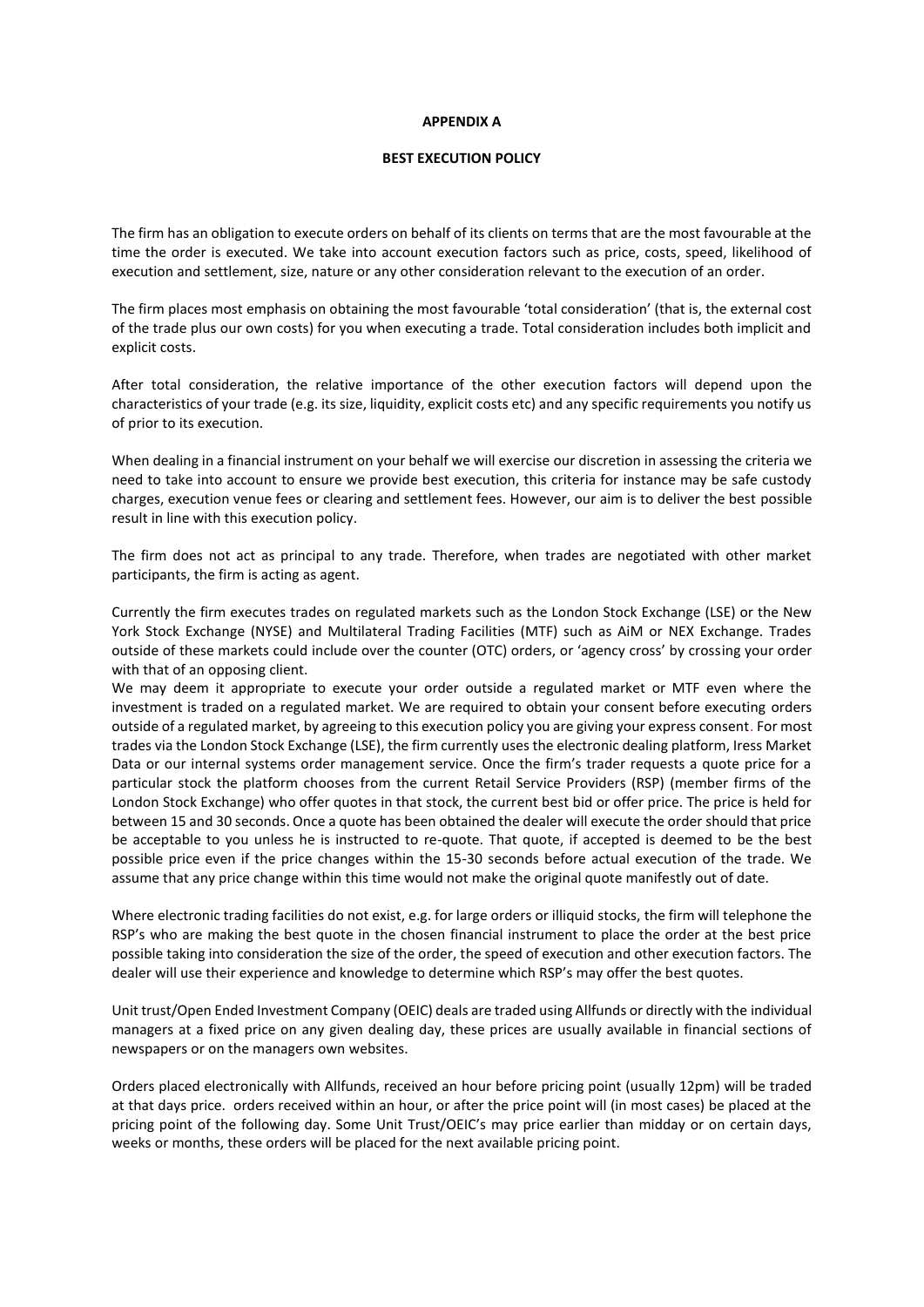**APPENDIX A**

**BEST EXECUTION POLICY**

The firm has an obligation to execute orders on behalf of its clients on terms that are the most favourable at the time the order is executed. We take into account execution factors such as price, costs, speed, likelihood of execution and settlement, size, nature or any other consideration relevant to the execution of an order.

The firm places most emphasis on obtaining the most favourable 'total consideration' (that is, the external cost of the trade plus our own costs) for you when executing a trade. Total consideration includes both implicit and explicit costs.

After total consideration, the relative importance of the other execution factors will depend upon the characteristics of your trade (e.g. its size, liquidity, explicit costs etc) and any specific requirements you notify us of prior to its execution.

When dealing in a financial instrument on your behalf we will exercise our discretion in assessing the criteria we need to take into account to ensure we provide best execution, this criteria for instance may be safe custody charges, execution venue fees or clearing and settlement fees. However, our aim is to deliver the best possible result in line with this execution policy.

The firm does not act as principal to any trade. Therefore, when trades are negotiated with other market participants, the firm is acting as agent.

Currently the firm executes trades on regulated markets such as the London Stock Exchange (LSE) or the New York Stock Exchange (NYSE) and Multilateral Trading Facilities (MTF) such as AiM or NEX Exchange. Trades outside of these markets could include over the counter (OTC) orders, or 'agency cross' by crossing your order with that of an opposing client.

We may deem it appropriate to execute your order outside a regulated market or MTF even where the investment is traded on a regulated market. We are required to obtain your consent before executing orders outside of a regulated market, by agreeing to this execution policy you are giving your express consent. For most trades via the London Stock Exchange (LSE), the firm currently uses the electronic dealing platform, Iress Market Data or our internal systems order management service. Once the firm's trader requests a quote price for a particular stock the platform chooses from the current Retail Service Providers (RSP) (member firms of the London Stock Exchange) who offer quotes in that stock, the current best bid or offer price. The price is held for between 15 and 30 seconds. Once a quote has been obtained the dealer will execute the order should that price be acceptable to you unless he is instructed to re-quote. That quote, if accepted is deemed to be the best possible price even if the price changes within the 15-30 seconds before actual execution of the trade. We assume that any price change within this time would not make the original quote manifestly out of date.

Where electronic trading facilities do not exist, e.g. for large orders or illiquid stocks, the firm will telephone the RSP's who are making the best quote in the chosen financial instrument to place the order at the best price possible taking into consideration the size of the order, the speed of execution and other execution factors. The dealer will use their experience and knowledge to determine which RSP's may offer the best quotes.

Unit trust/Open Ended Investment Company (OEIC) deals are traded using Allfunds or directly with the individual managers at a fixed price on any given dealing day, these prices are usually available in financial sections of newspapers or on the managers own websites.

Orders placed electronically with Allfunds, received an hour before pricing point (usually 12pm) will be traded at that days price. orders received within an hour, or after the price point will (in most cases) be placed at the pricing point of the following day. Some Unit Trust/OEIC's may price earlier than midday or on certain days, weeks or months, these orders will be placed for the next available pricing point.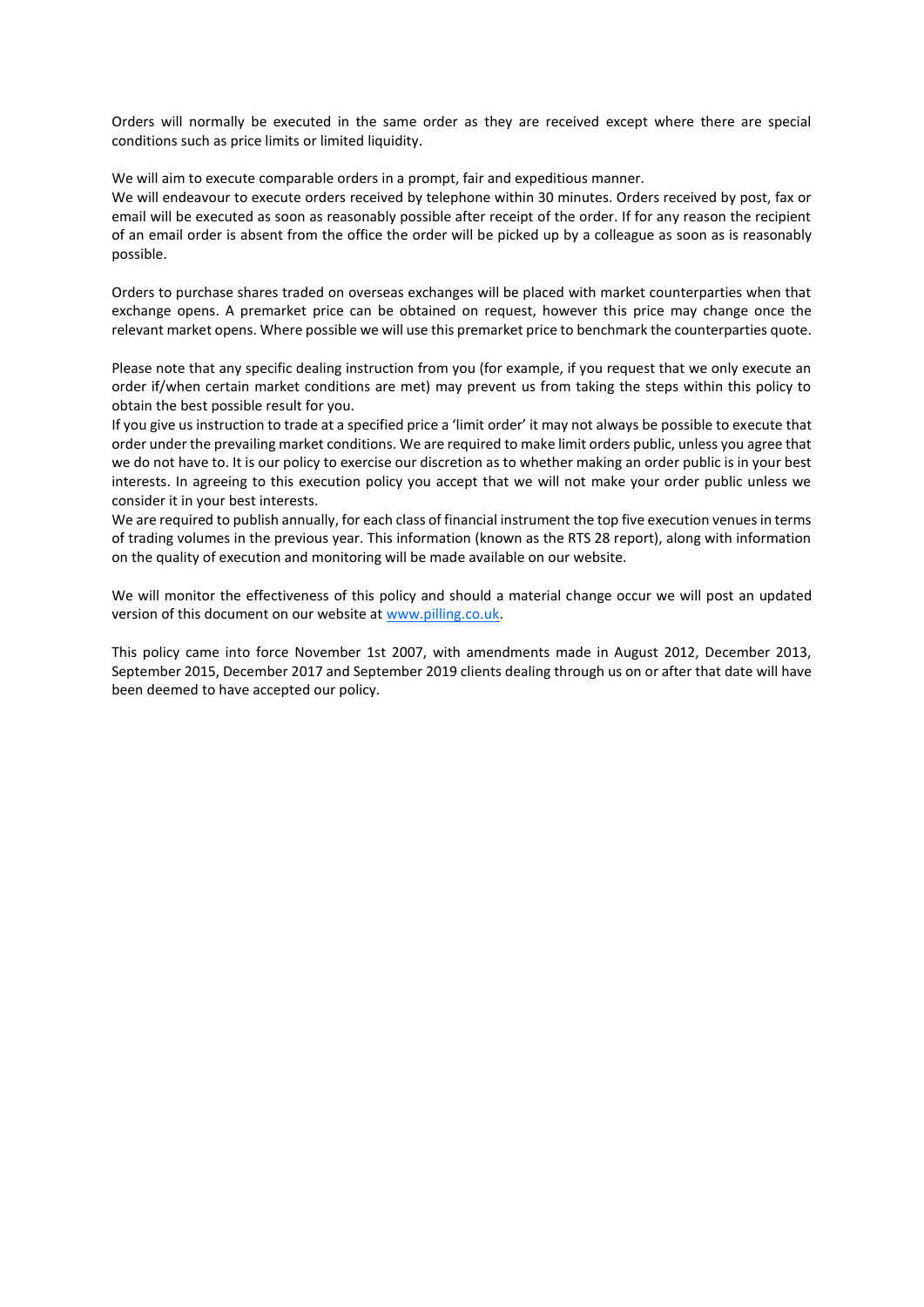Orders will normally be executed in the same order as they are received except where there are special conditions such as price limits or limited liquidity.

We will aim to execute comparable orders in a prompt, fair and expeditious manner.
We will endeavour to execute orders received by telephone within 30 minutes. Orders received by post, fax or email will be executed as soon as reasonably possible after receipt of the order. If for any reason the recipient of an email order is absent from the office the order will be picked up by a colleague as soon as is reasonably possible.

Orders to purchase shares traded on overseas exchanges will be placed with market counterparties when that exchange opens. A premarket price can be obtained on request, however this price may change once the relevant market opens. Where possible we will use this premarket price to benchmark the counterparties quote.

Please note that any specific dealing instruction from you (for example, if you request that we only execute an order if/when certain market conditions are met) may prevent us from taking the steps within this policy to obtain the best possible result for you.
If you give us instruction to trade at a specified price a 'limit order' it may not always be possible to execute that order under the prevailing market conditions. We are required to make limit orders public, unless you agree that we do not have to. It is our policy to exercise our discretion as to whether making an order public is in your best interests. In agreeing to this execution policy you accept that we will not make your order public unless we consider it in your best interests.
We are required to publish annually, for each class of financial instrument the top five execution venues in terms of trading volumes in the previous year. This information (known as the RTS 28 report), along with information on the quality of execution and monitoring will be made available on our website.

We will monitor the effectiveness of this policy and should a material change occur we will post an updated version of this document on our website at [www.pilling.co.uk](http://www.pilling.co.uk).

This policy came into force November 1st 2007, with amendments made in August 2012, December 2013, September 2015, December 2017 and September 2019 clients dealing through us on or after that date will have been deemed to have accepted our policy.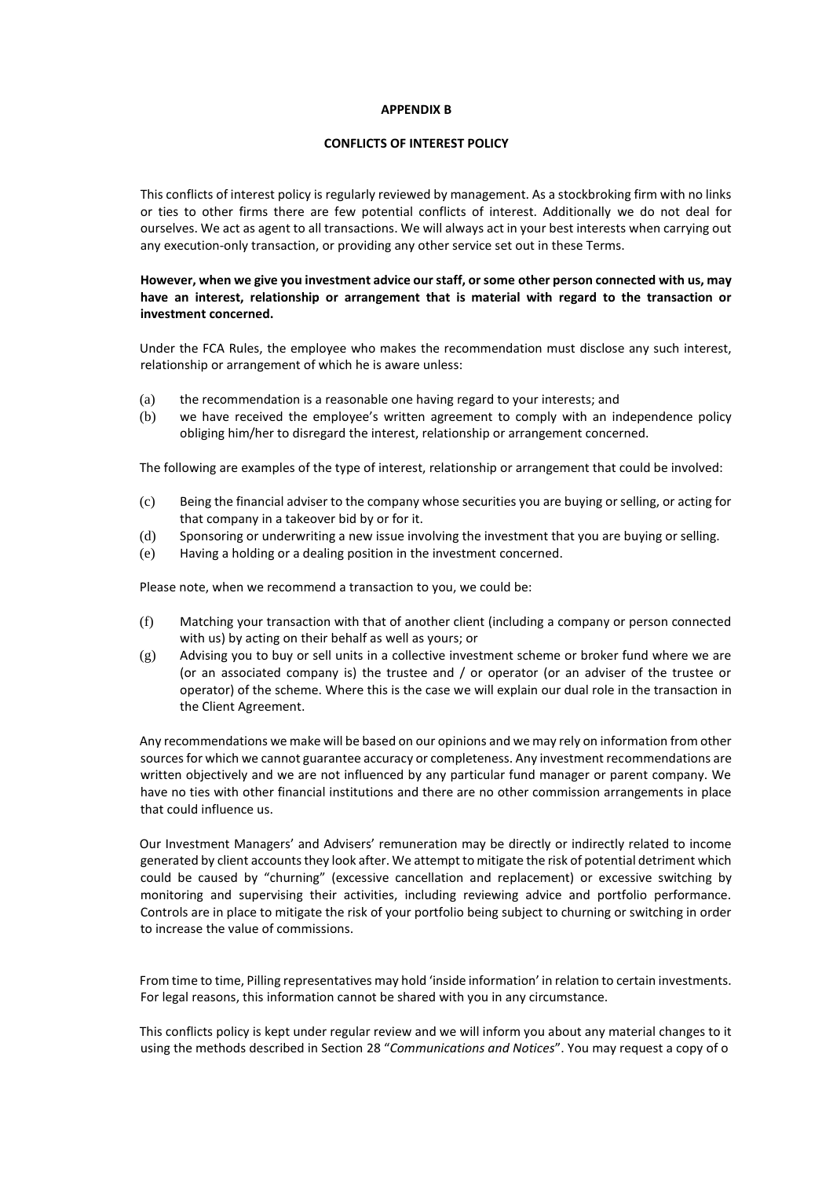**APPENDIX B**

**CONFLICTS OF INTEREST POLICY**

This conflicts of interest policy is regularly reviewed by management. As a stockbroking firm with no links or ties to other firms there are few potential conflicts of interest. Additionally we do not deal for ourselves. We act as agent to all transactions. We will always act in your best interests when carrying out any execution-only transaction, or providing any other service set out in these Terms.

**However, when we give you investment advice our staff, or some other person connected with us, may have an interest, relationship or arrangement that is material with regard to the transaction or investment concerned.**

Under the FCA Rules, the employee who makes the recommendation must disclose any such interest, relationship or arrangement of which he is aware unless:

(a) the recommendation is a reasonable one having regard to your interests; and
(b) we have received the employee's written agreement to comply with an independence policy obliging him/her to disregard the interest, relationship or arrangement concerned.

The following are examples of the type of interest, relationship or arrangement that could be involved:

(c) Being the financial adviser to the company whose securities you are buying or selling, or acting for that company in a takeover bid by or for it.
(d) Sponsoring or underwriting a new issue involving the investment that you are buying or selling.
(e) Having a holding or a dealing position in the investment concerned.

Please note, when we recommend a transaction to you, we could be:

(f) Matching your transaction with that of another client (including a company or person connected with us) by acting on their behalf as well as yours; or
(g) Advising you to buy or sell units in a collective investment scheme or broker fund where we are (or an associated company is) the trustee and / or operator (or an adviser of the trustee or operator) of the scheme. Where this is the case we will explain our dual role in the transaction in the Client Agreement.

Any recommendations we make will be based on our opinions and we may rely on information from other sources for which we cannot guarantee accuracy or completeness. Any investment recommendations are written objectively and we are not influenced by any particular fund manager or parent company. We have no ties with other financial institutions and there are no other commission arrangements in place that could influence us.

Our Investment Managers' and Advisers' remuneration may be directly or indirectly related to income generated by client accounts they look after. We attempt to mitigate the risk of potential detriment which could be caused by "churning" (excessive cancellation and replacement) or excessive switching by monitoring and supervising their activities, including reviewing advice and portfolio performance. Controls are in place to mitigate the risk of your portfolio being subject to churning or switching in order to increase the value of commissions.

From time to time, Pilling representatives may hold 'inside information' in relation to certain investments. For legal reasons, this information cannot be shared with you in any circumstance.

This conflicts policy is kept under regular review and we will inform you about any material changes to it using the methods described in Section 28 "*Communications and Notices*". You may request a copy of o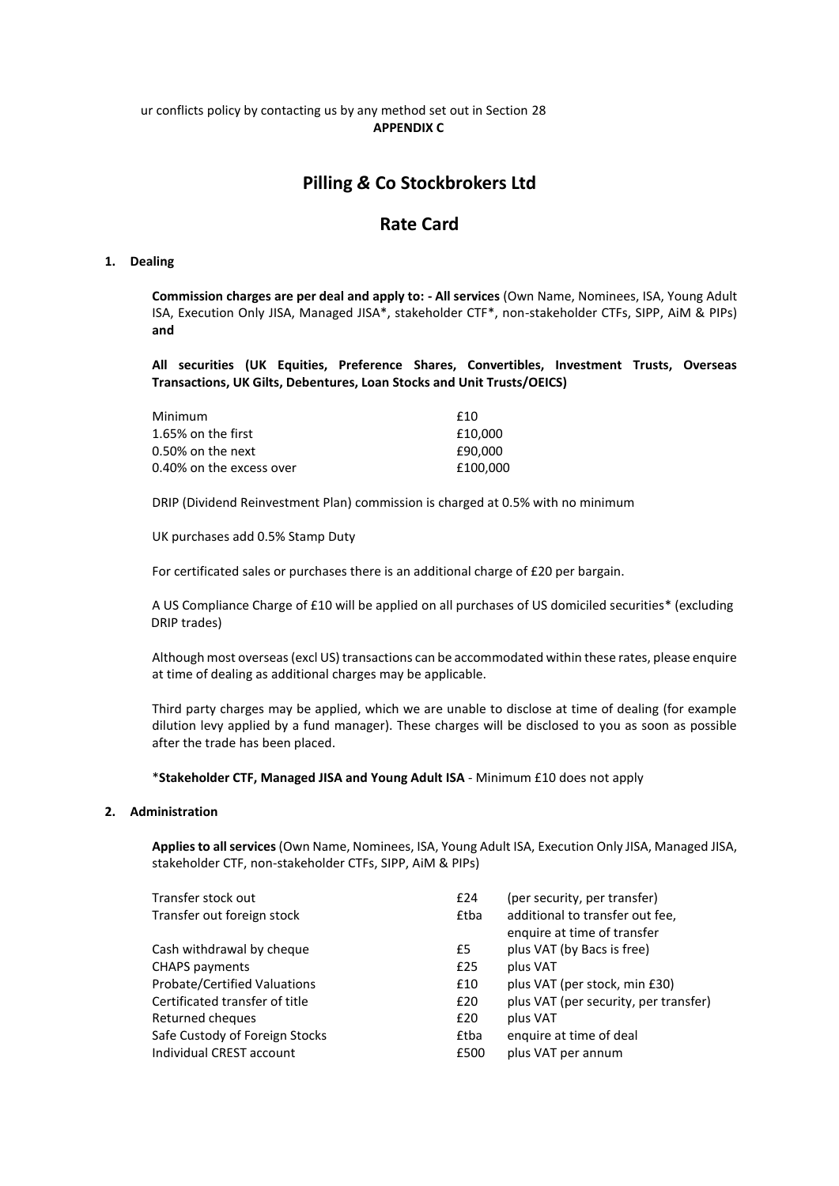ur conflicts policy by contacting us by any method set out in Section 28

**APPENDIX C**

# Pilling & Co Stockbrokers Ltd

## Rate Card

### 1. Dealing

**Commission charges are per deal and apply to: - All services** (Own Name, Nominees, ISA, Young Adult ISA, Execution Only JISA, Managed JISA*, stakeholder CTF*, non-stakeholder CTFs, SIPP, AiM & PIPs) **and**

**All securities (UK Equities, Preference Shares, Convertibles, Investment Trusts, Overseas Transactions, UK Gilts, Debentures, Loan Stocks and Unit Trusts/OEICS)**

| | |
|---|---|
| Minimum | £10 |
| 1.65% on the first | £10,000 |
| 0.50% on the next | £90,000 |
| 0.40% on the excess over | £100,000 |

DRIP (Dividend Reinvestment Plan) commission is charged at 0.5% with no minimum

UK purchases add 0.5% Stamp Duty

For certificated sales or purchases there is an additional charge of £20 per bargain.

A US Compliance Charge of £10 will be applied on all purchases of US domiciled securities* (excluding DRIP trades)

Although most overseas (excl US) transactions can be accommodated within these rates, please enquire at time of dealing as additional charges may be applicable.

Third party charges may be applied, which we are unable to disclose at time of dealing (for example dilution levy applied by a fund manager). These charges will be disclosed to you as soon as possible after the trade has been placed.

***Stakeholder CTF, Managed JISA and Young Adult ISA** - Minimum £10 does not apply

### 2. Administration

**Applies to all services** (Own Name, Nominees, ISA, Young Adult ISA, Execution Only JISA, Managed JISA, stakeholder CTF, non-stakeholder CTFs, SIPP, AiM & PIPs)

| | | |
|---|---|---|
| Transfer stock out | £24 | (per security, per transfer) |
| Transfer out foreign stock | £tba | additional to transfer out fee, enquire at time of transfer |
| Cash withdrawal by cheque | £5 | plus VAT (by Bacs is free) |
| CHAPS payments | £25 | plus VAT |
| Probate/Certified Valuations | £10 | plus VAT (per stock, min £30) |
| Certificated transfer of title | £20 | plus VAT (per security, per transfer) |
| Returned cheques | £20 | plus VAT |
| Safe Custody of Foreign Stocks | £tba | enquire at time of deal |
| Individual CREST account | £500 | plus VAT per annum |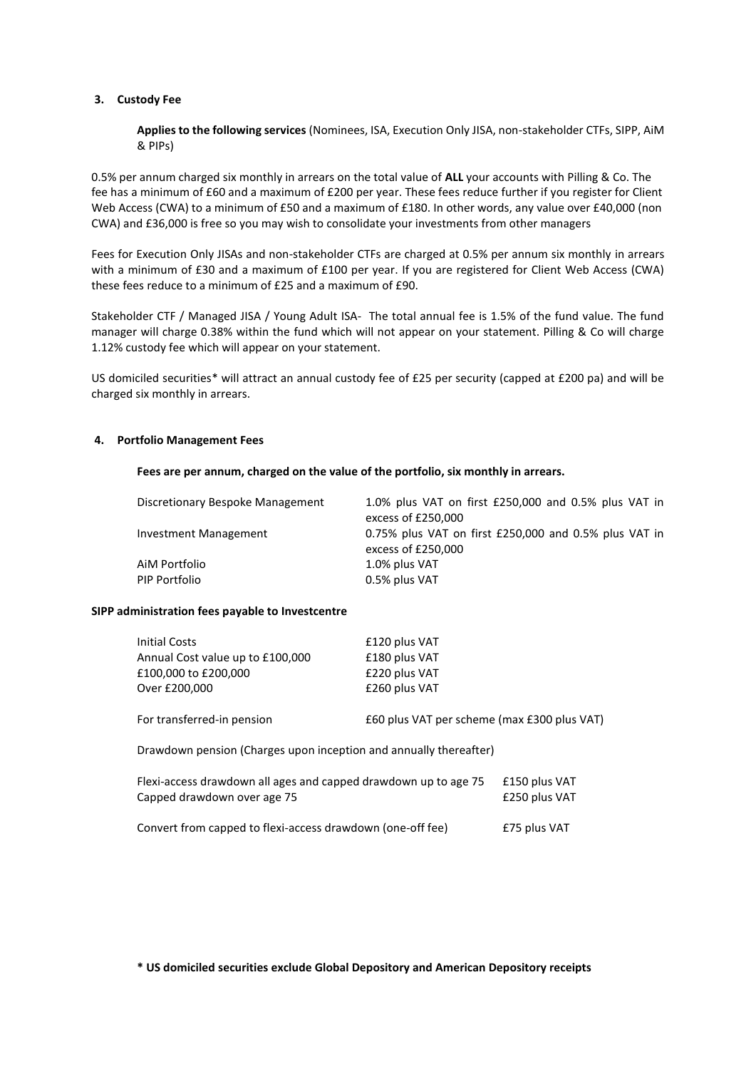## 3. Custody Fee

**Applies to the following services** (Nominees, ISA, Execution Only JISA, non-stakeholder CTFs, SIPP, AiM & PIPs)

0.5% per annum charged six monthly in arrears on the total value of **ALL** your accounts with Pilling & Co. The fee has a minimum of £60 and a maximum of £200 per year. These fees reduce further if you register for Client Web Access (CWA) to a minimum of £50 and a maximum of £180. In other words, any value over £40,000 (non CWA) and £36,000 is free so you may wish to consolidate your investments from other managers

Fees for Execution Only JISAs and non-stakeholder CTFs are charged at 0.5% per annum six monthly in arrears with a minimum of £30 and a maximum of £100 per year. If you are registered for Client Web Access (CWA) these fees reduce to a minimum of £25 and a maximum of £90.

Stakeholder CTF / Managed JISA / Young Adult ISA- The total annual fee is 1.5% of the fund value. The fund manager will charge 0.38% within the fund which will not appear on your statement. Pilling & Co will charge 1.12% custody fee which will appear on your statement.

US domiciled securities* will attract an annual custody fee of £25 per security (capped at £200 pa) and will be charged six monthly in arrears.

## 4. Portfolio Management Fees

**Fees are per annum, charged on the value of the portfolio, six monthly in arrears.**

| | |
|---|---|
| Discretionary Bespoke Management | 1.0% plus VAT on first £250,000 and 0.5% plus VAT in excess of £250,000 |
| Investment Management | 0.75% plus VAT on first £250,000 and 0.5% plus VAT in excess of £250,000 |
| AiM Portfolio | 1.0% plus VAT |
| PIP Portfolio | 0.5% plus VAT |

**SIPP administration fees payable to Investcentre**

| | |
|---|---|
| Initial Costs | £120 plus VAT |
| Annual Cost value up to £100,000 | £180 plus VAT |
| £100,000 to £200,000 | £220 plus VAT |
| Over £200,000 | £260 plus VAT |
| For transferred-in pension | £60 plus VAT per scheme (max £300 plus VAT) |

Drawdown pension (Charges upon inception and annually thereafter)

| | |
|---|---|
| Flexi-access drawdown all ages and capped drawdown up to age 75 | £150 plus VAT |
| Capped drawdown over age 75 | £250 plus VAT |
| Convert from capped to flexi-access drawdown (one-off fee) | £75 plus VAT |

**\* US domiciled securities exclude Global Depository and American Depository receipts**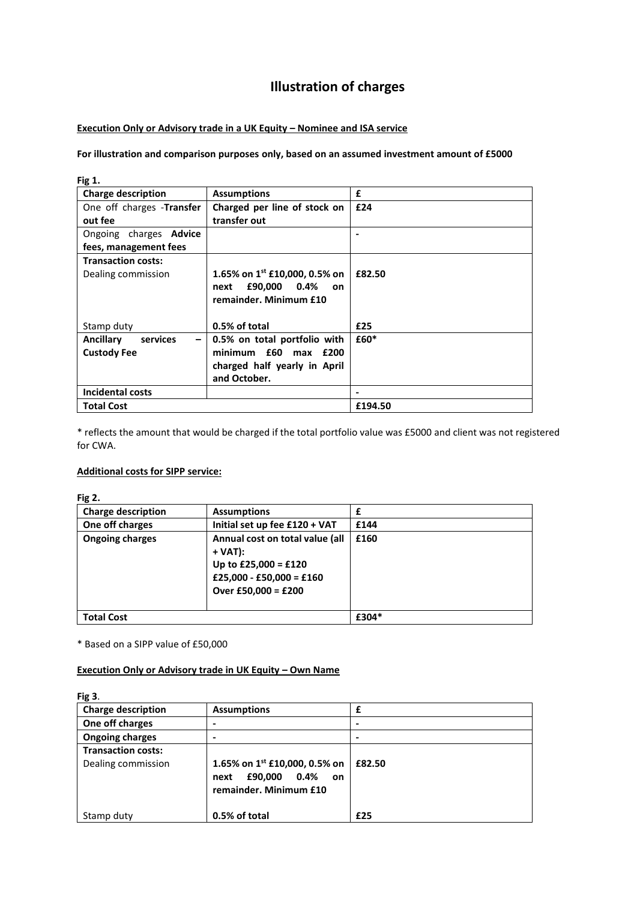# Illustration of charges

**Execution Only or Advisory trade in a UK Equity – Nominee and ISA service**

**For illustration and comparison purposes only, based on an assumed investment amount of £5000**

**Fig 1.**

| **Charge description** | **Assumptions** | **£** |
|---|---|---|
| One off charges -**Transfer out fee** | **Charged per line of stock on transfer out** | **£24** |
| Ongoing charges **Advice fees, management fees** | | **-** |
| **Transaction costs:**<br>Dealing commission<br><br>Stamp duty | <br>**1.65% on 1st £10,000, 0.5% on next £90,000 0.4% on remainder. Minimum £10**<br><br>**0.5% of total** | <br>**£82.50**<br><br>**£25** |
| **Ancillary services – Custody Fee** | **0.5% on total portfolio with minimum £60 max £200 charged half yearly in April and October.** | **£60*** |
| **Incidental costs** | | **-** |
| **Total Cost** | | **£194.50** |

* reflects the amount that would be charged if the total portfolio value was £5000 and client was not registered for CWA.

**Additional costs for SIPP service:**

**Fig 2.**

| **Charge description** | **Assumptions** | **£** |
|---|---|---|
| **One off charges** | **Initial set up fee £120 + VAT** | **£144** |
| **Ongoing charges** | **Annual cost on total value (all + VAT):**<br>**Up to £25,000 = £120**<br>**£25,000 - £50,000 = £160**<br>**Over £50,000 = £200** | **£160** |
| **Total Cost** | | **£304*** |

* Based on a SIPP value of £50,000

**Execution Only or Advisory trade in UK Equity – Own Name**

**Fig 3**.

| **Charge description** | **Assumptions** | **£** |
|---|---|---|
| **One off charges** | **-** | **-** |
| **Ongoing charges** | **-** | **-** |
| **Transaction costs:**<br>Dealing commission<br><br>Stamp duty | <br>**1.65% on 1st £10,000, 0.5% on next £90,000 0.4% on remainder. Minimum £10**<br><br>**0.5% of total** | <br>**£82.50**<br><br>**£25** |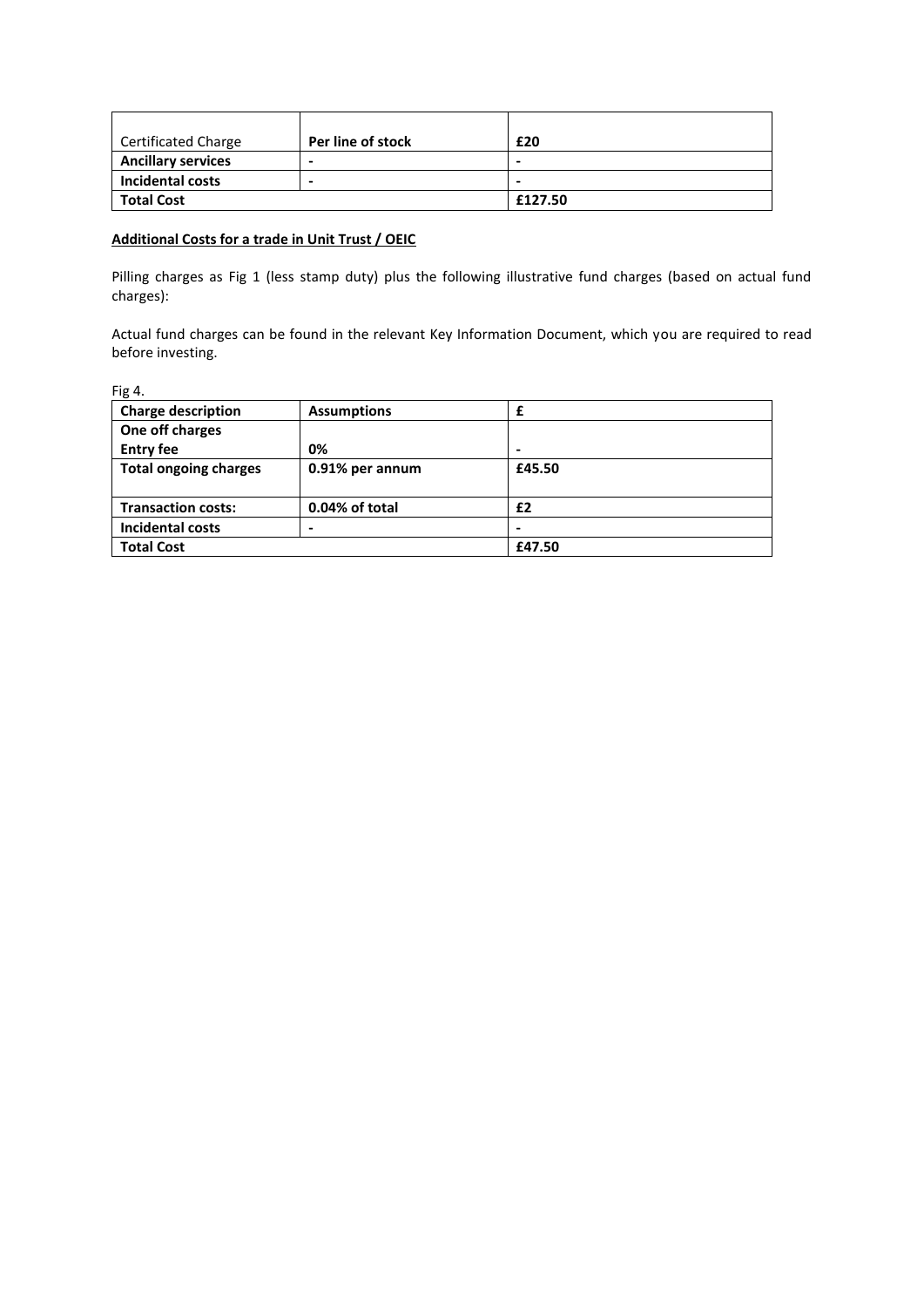| Certificated Charge | **Per line of stock** | **£20** |
|---|---|---|
| **Ancillary services** | **-** | **-** |
| **Incidental costs** | **-** | **-** |
| **Total Cost** | | **£127.50** |

**Additional Costs for a trade in Unit Trust / OEIC**

Pilling charges as Fig 1 (less stamp duty) plus the following illustrative fund charges (based on actual fund charges):

Actual fund charges can be found in the relevant Key Information Document, which you are required to read before investing.

Fig 4.

| **Charge description** | **Assumptions** | **£** |
|---|---|---|
| **One off charges** | | |
| **Entry fee** | **0%** | **-** |
| **Total ongoing charges** | **0.91% per annum** | **£45.50** |
| **Transaction costs:** | **0.04% of total** | **£2** |
| **Incidental costs** | **-** | **-** |
| **Total Cost** | | **£47.50** |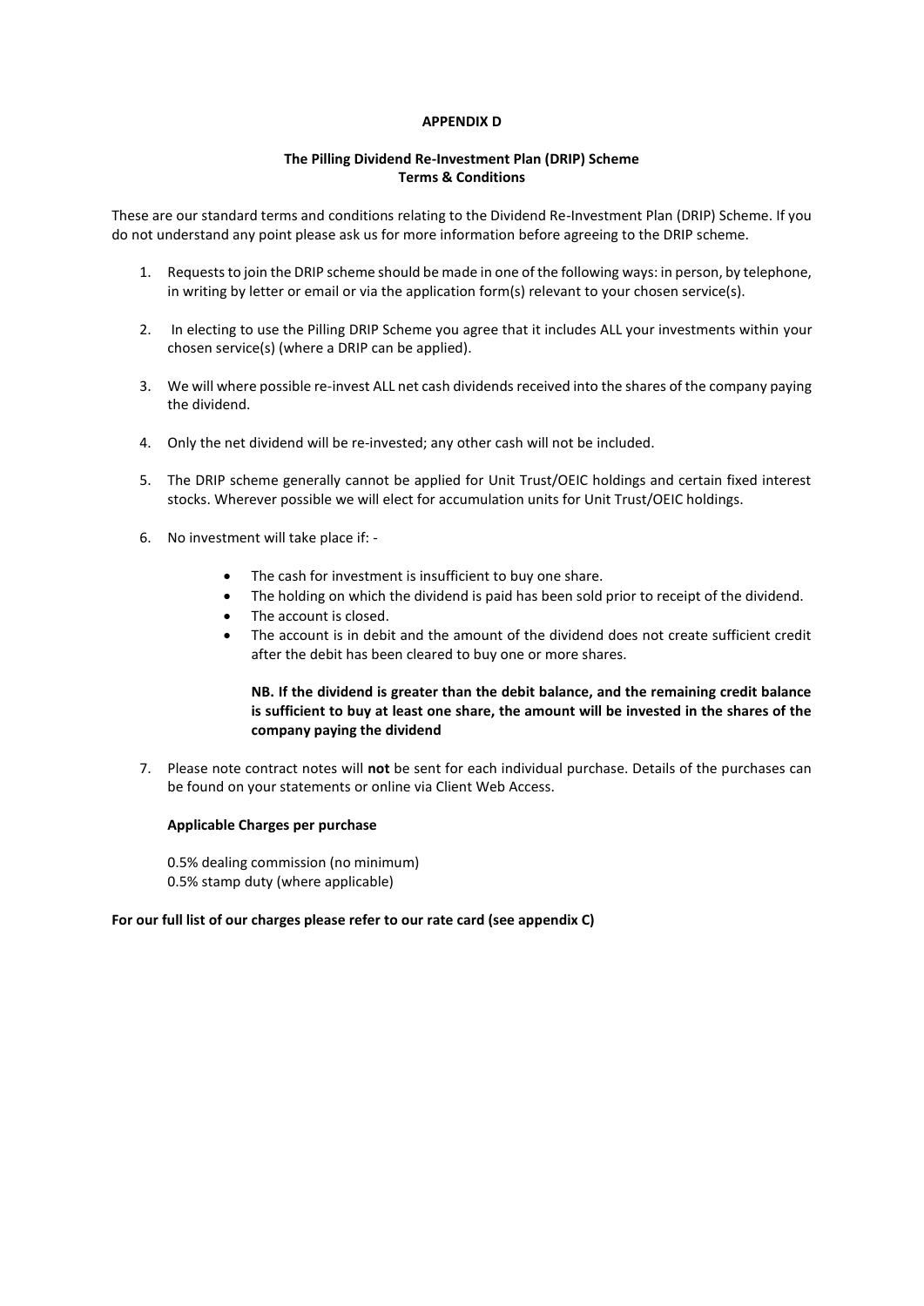**APPENDIX D**

**The Pilling Dividend Re-Investment Plan (DRIP) Scheme**
**Terms & Conditions**

These are our standard terms and conditions relating to the Dividend Re-Investment Plan (DRIP) Scheme. If you do not understand any point please ask us for more information before agreeing to the DRIP scheme.

1. Requests to join the DRIP scheme should be made in one of the following ways: in person, by telephone, in writing by letter or email or via the application form(s) relevant to your chosen service(s).

2. In electing to use the Pilling DRIP Scheme you agree that it includes ALL your investments within your chosen service(s) (where a DRIP can be applied).

3. We will where possible re-invest ALL net cash dividends received into the shares of the company paying the dividend.

4. Only the net dividend will be re-invested; any other cash will not be included.

5. The DRIP scheme generally cannot be applied for Unit Trust/OEIC holdings and certain fixed interest stocks. Wherever possible we will elect for accumulation units for Unit Trust/OEIC holdings.

6. No investment will take place if: -

    - The cash for investment is insufficient to buy one share.
    - The holding on which the dividend is paid has been sold prior to receipt of the dividend.
    - The account is closed.
    - The account is in debit and the amount of the dividend does not create sufficient credit after the debit has been cleared to buy one or more shares.

    **NB. If the dividend is greater than the debit balance, and the remaining credit balance is sufficient to buy at least one share, the amount will be invested in the shares of the company paying the dividend**

7. Please note contract notes will **not** be sent for each individual purchase. Details of the purchases can be found on your statements or online via Client Web Access.

    **Applicable Charges per purchase**

    0.5% dealing commission (no minimum)
    0.5% stamp duty (where applicable)

**For our full list of our charges please refer to our rate card (see appendix C)**